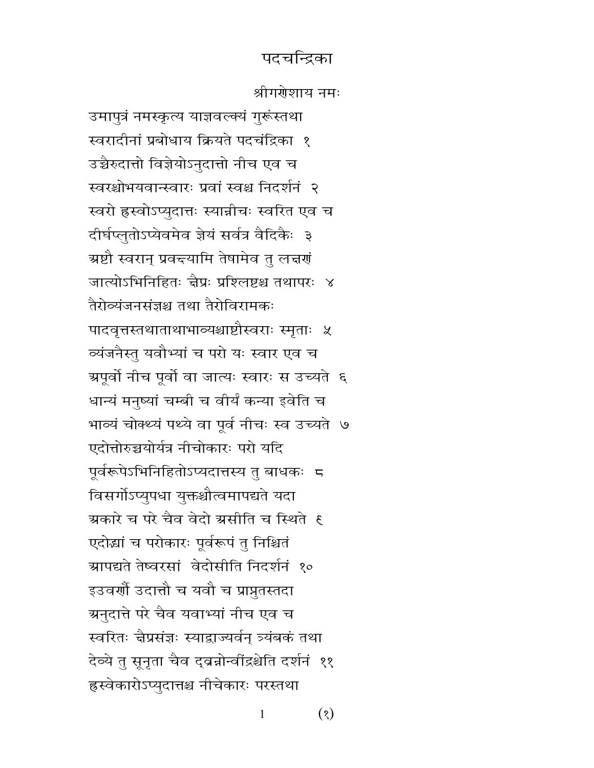# पदचन्द्रिका

श्रीगणेशाय नमः

उमापुत्रं नमस्कृत्य याज्ञवल्क्यं गुरूंस्तथा
स्वरादीनां प्रबोधाय क्रियते पदचंद्रिका १
उच्चैरुदात्तो विज्ञेयोऽनुदात्तो नीच एव च
स्वरश्चोभयवान्स्वारः प्रवां स्वश्च निदर्शनं २
स्वरो ह्रस्वोऽप्युदात्तः स्यान्नीचः स्वरित एव च
दीर्घप्लुतोऽप्येवमेव ज्ञेयं सर्वत्र वैदिकैः ३
अष्टौ स्वरान् प्रवक्ष्यामि तेषामेव तु लक्षणं
जात्योऽभिनिहितः क्षैप्रः प्रश्लिष्टश्च तथापरः ४
तैरोव्यंजनसंज्ञश्च तथा तैरोविरामकः
पादवृत्तस्तथाताथाभाव्यश्चाष्टौस्वराः स्मृताः ५
व्यंजनैस्तु यवौभ्यां च परो यः स्वार एव च
अपूर्वो नीच पूर्वो वा जात्यः स्वारः स उच्यते ६
धान्यं मनुष्यां चम्बी च वीर्यं कन्या इवेति च
भाव्यं चोक्थ्यं पथ्ये वा पूर्व नीचः स्व उच्यते ७
एदोत्तोरुच्चयोर्यत्र नीचोकारः परो यदि
पूर्वरूपेऽभिनिहितोऽप्यदात्तस्य तु बाधकः ८
विसर्गोऽप्युपधा युक्तश्चौत्वमापद्यते यदा
अकारे च परे चैव वेदो असीति च स्थिते ९
एदोद्यां च परोकारः पूर्वरूपं तु निश्चितं
आपद्यते तेष्वरसां वेदोसीति निदर्शनं १०
इउवर्णौ उदात्तौ च यवौ च प्राप्नुतस्तदा
अनुदात्ते परे चैव यवाभ्यां नीच एव च
स्वरितः क्षैप्रसंज्ञः स्याद्वाज्यर्वन् त्र्यंबकं तथा
देव्ये तु सूनृता चैव द्व्यन्नोन्वींद्रश्चेति दर्शनं ११
ह्रस्वेकारोऽप्युदात्तश्च नीचेकारः परस्तथा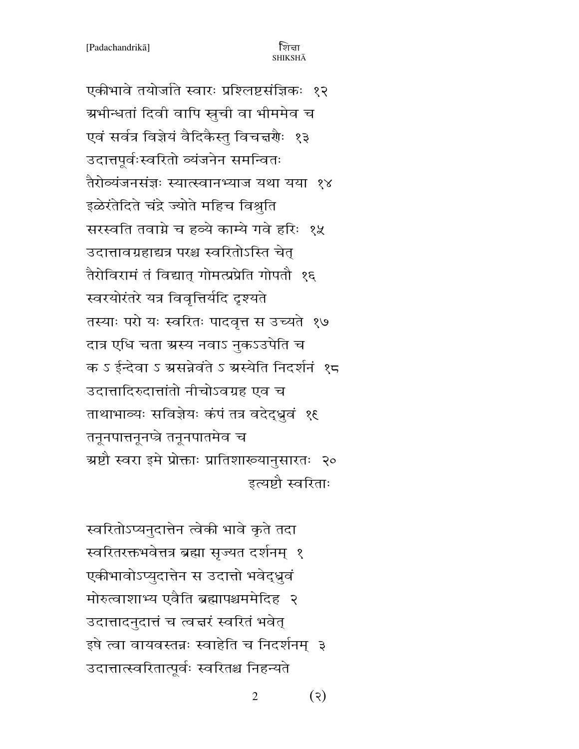एकीभावे तयोर्जाते स्वारः प्रश्लिष्टसंज्ञिकः १२
अभीन्धतां दिवी वापि स्रुची वा भीममेव च
एवं सर्वत्र विज्ञेयं वैदिकैस्तु विचक्षणैः १३
उदात्तपूर्वःस्वरितो व्यंजनेन समन्वितः
तैरोव्यंजनसंज्ञः स्यात्स्वानभ्याज यथा यया १४
इळेरंतेदिते चंद्रे ज्योते महिच विश्रुति
सरस्वति तवाग्ने च हव्ये काम्ये गवे हरिः १५
उदात्तावग्रहाद्यत्र परश्च स्वरितोऽस्ति चेत्
तैरोविरामं तं विद्यात् गोमत्प्रेति गोपतौ १६
स्वरयोरंतरे यत्र विवृत्तिर्यदि दृश्यते
तस्याः परो यः स्वरितः पादवृत्त स उच्यते १७
दात्र एधि चता अस्य नवाऽ नुकऽउपेति च
क ऽ ईन्देवा ऽ असन्नेवंते ऽ अस्येति निदर्शनं १८
उदात्तादिरुदात्तांतो नीचोऽवग्रह एव च
ताथाभाव्यः सविज्ञेयः कंपं तत्र वदेद्ध्रुवं १९
तनूनपात्तनूनप्त्रे तनूनपातमेव च
अष्टौ स्वरा इमे प्रोक्ताः प्रातिशाख्यानुसारतः २०

इत्यष्टौ स्वरिताः

स्वरितोऽप्यनुदात्तेन त्वेकी भावे कृते तदा
स्वरितरक्तभवेत्तत्र ब्रह्मा सृज्यत दर्शनम् १
एकीभावोऽप्युदात्तेन स उदात्तो भवेद्ध्रुवं
मोरुत्वाशाभ्य एवैति ब्रह्मापश्चममेदिह २
उदात्तादनुदात्तं च त्वक्षरं स्वरितं भवेत्
इषे त्वा वायवस्तन्नः स्वाहेति च निदर्शनम् ३
उदात्तात्स्वरितात्पूर्वः स्वरितश्च निहन्यते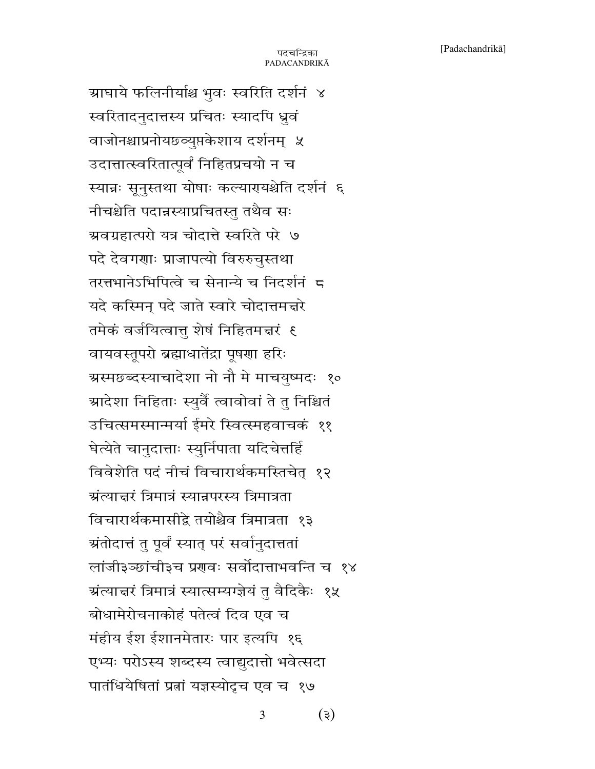आघाये फलिनीर्याश्च भुवः स्वरिति दर्शनं ४

स्वरितादनुदात्तस्य प्रचितः स्यादपि ध्रुवं

वाजोनश्चाप्रनोयछव्युप्तकेशाय दर्शनम् ५

उदात्तात्स्वरितात्पूर्वं निहितप्रचयो न च

स्यान्नः सूनुस्तथा योषाः कल्याण्यश्चेति दर्शनं ६

नीचश्चेति पदान्नस्याप्रचितस्तु तथैव सः

अवग्रहात्परो यत्र चोदात्ते स्वरिते परे ७

पदे देवगणाः प्राजापत्यो विरुरुचुस्तथा

तरत्तभानेऽभिपित्वे च सेनान्ये च निदर्शनं ८

यदे कस्मिन् पदे जाते स्वारे चोदात्तमक्षरे

तमेकं वर्जयित्वात्तु शेषं निहितमक्षरं ९

वायवस्तूपरो ब्रह्माधातेंद्रा पूषणा हरिः

अस्मछब्दस्याचादेशा नो नौ मे माचयुष्मदः १०

आदेशा निहिताः स्युर्वै त्वावोवां ते तु निश्चितं

उचित्समस्मान्मर्या ईमरे स्वित्स्महवाचकं ११

घेत्येते चानुदात्ताः स्युर्निपाता यदिचेत्तर्हि

विवेशेति पदं नीचं विचारार्थकमस्तिचेत् १२

अंत्याक्षरं त्रिमात्रं स्यान्नपरस्य त्रिमात्रता

विचारार्थकमासीद्वे तयोश्चैव त्रिमात्रता १३

अंतोदात्तं तु पूर्वं स्यात् परं सर्वानुदात्ततां

लांजी३ञ्छांची३च प्रणवः सर्वोदात्ताभवन्ति च १४

अंत्याक्षरं त्रिमात्रं स्यात्सम्यग्ज्ञेयं तु वैदिकैः १५

बोधामेरोचनाकोहं पतेत्वं दिव एव च

मंहीय ईश ईशानमेतारः पार इत्यपि १६

एभ्यः परोऽस्य शब्दस्य त्वाद्युदात्तो भवेत्सदा

पातंधियेषितां प्रत्नां यज्ञस्योदृच एव च १७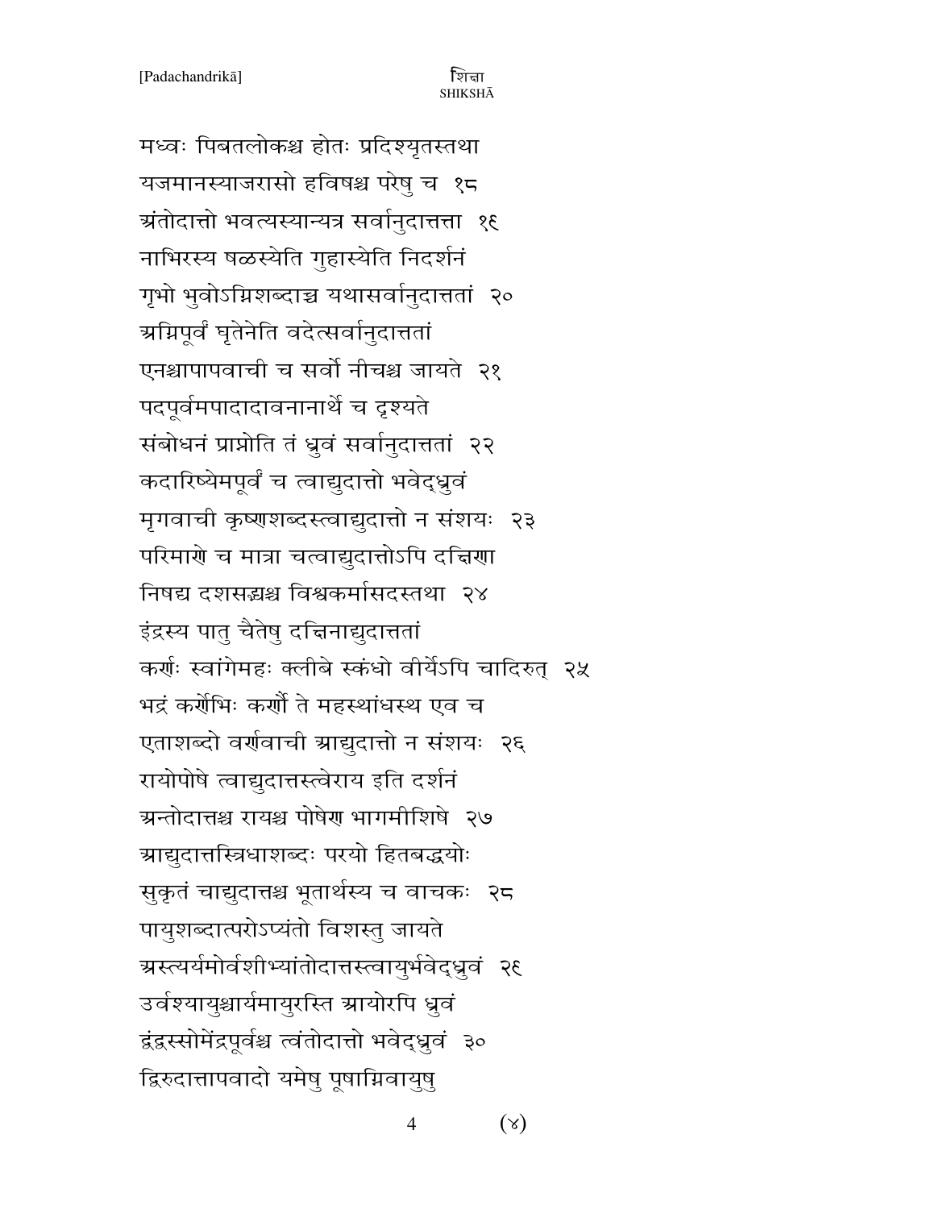मध्वः पिबतलोकश्च होतः प्रदिश्यृतस्तथा
यजमानस्याजरासो हविषश्च परेषु च १८
अंतोदात्तो भवत्यस्यान्यत्र सर्वानुदात्तता १९
नाभिरस्य षळस्येति गुहास्येति निदर्शनं
गृभो भुवोऽग्निशब्दाच्च यथासर्वानुदात्ततां २०
अग्निपूर्वं घृतेनेति वदेत्सर्वानुदात्ततां
एनश्चापापवाची च सर्वो नीचश्च जायते २१
पदपूर्वमपादादावनानार्थे च दृश्यते
संबोधनं प्राप्नोति तं ध्रुवं सर्वानुदात्ततां २२
कदारिष्येमपूर्वं च त्वाद्युदात्तो भवेद्ध्रुवं
मृगवाची कृष्णशब्दस्त्वाद्युदात्तो न संशयः २३
परिमाणे च मात्रा चत्वाद्युदात्तोऽपि दक्षिणा
निषद्य दशसद्मश्च विश्वकर्मासदस्तथा २४
इंद्रस्य पातु चैतेषु दक्षिनाद्युदात्ततां
कर्णः स्वांगेमहः क्लीबे स्कंधो वीर्येऽपि चादिरुत् २५
भद्रं कर्णेभिः कर्णौ ते महस्थांधस्थ एव च
एताशब्दो वर्णवाची आद्युदात्तो न संशयः २६
रायोपोषे त्वाद्युदात्तस्त्वेराय इति दर्शनं
अन्तोदात्तश्च रायश्च पोषेण भागमीशिषे २७
आद्युदात्तस्त्रिधाशब्दः परयो हितबद्धयोः
सुकृतं चाद्युदात्तश्च भूतार्थस्य च वाचकः २८
पायुशब्दात्परोऽप्यंतो विशस्तु जायते
अस्त्यर्यमोर्वशीभ्यांतोदात्तस्त्वायुर्भवेद्ध्रुवं २९
उर्वश्यायुश्चार्यमायुरस्ति आयोरपि ध्रुवं
द्वंद्वस्सोमेंद्रपूर्वश्च त्वंतोदात्तो भवेद्ध्रुवं ३०
द्विरुदात्तापवादो यमेषु पूषाग्निवायुषु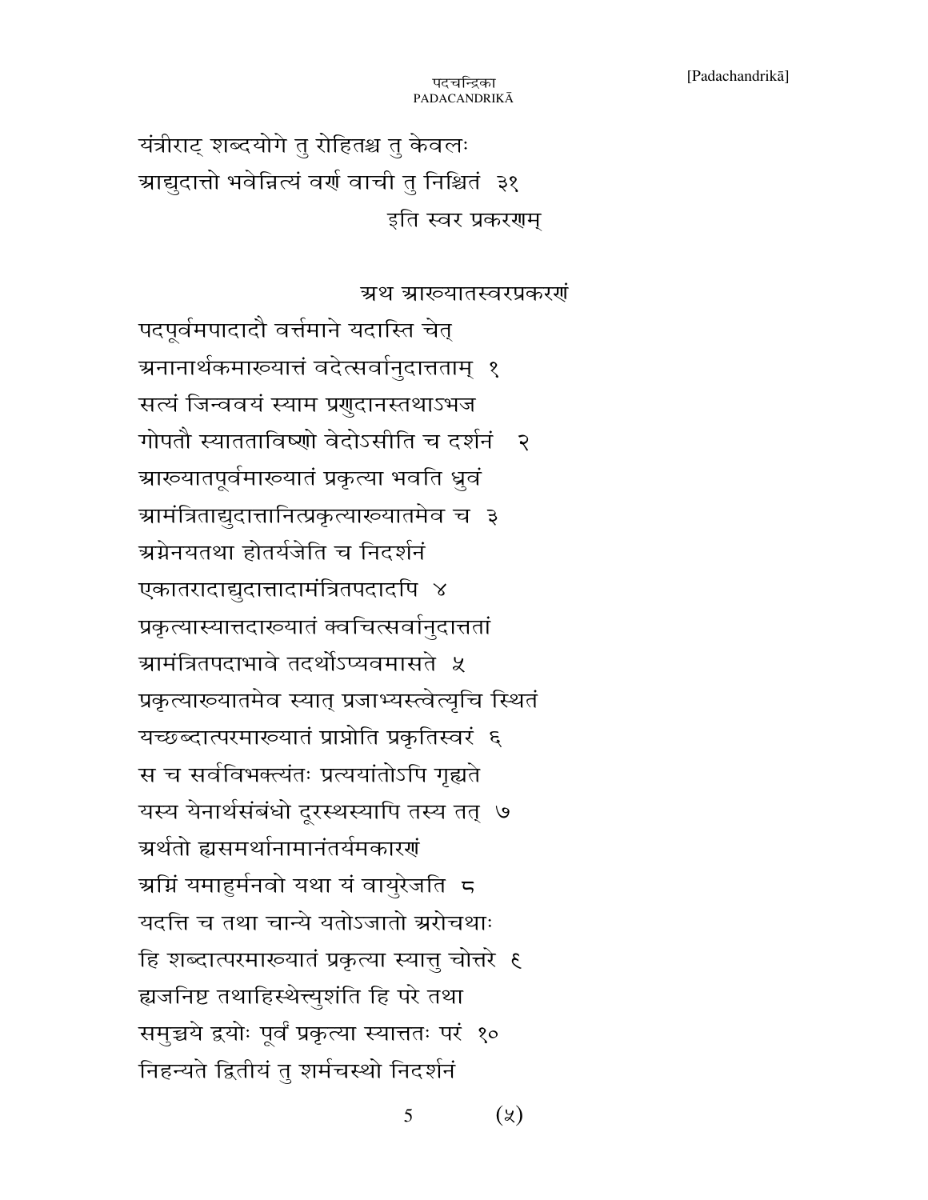यंत्रीराट् शब्दयोगे तु रोहितश्च तु केवलः
आद्युदात्तो भवेन्नित्यं वर्ण वाची तु निश्चितं ३१

इति स्वर प्रकरणम्

## अथ आख्यातस्वरप्रकरणं

पदपूर्वमपादादौ वर्त्तमाने यदास्ति चेत्
अनानार्थकमाख्यात्तं वदेत्सर्वानुदात्तताम् १
सत्यं जिन्ववयं स्याम प्रणुदानस्तथाऽभज
गोपतौ स्यातताविष्णो वेदोऽसीति च दर्शनं २
आख्यातपूर्वमाख्यातं प्रकृत्या भवति ध्रुवं
आमंत्रिताद्युदात्तानित्प्रकृत्याख्यातमेव च ३
अग्नेनयतथा होतर्यजेति च निदर्शनं
एकातरादाद्युदात्तादामंत्रितपदादपि ४
प्रकृत्यास्यात्तदाख्यातं क्वचित्सर्वानुदात्ततां
आमंत्रितपदाभावे तदर्थोऽप्यवमासते ५
प्रकृत्याख्यातमेव स्यात् प्रजाभ्यस्त्वेत्यृचि स्थितं
यच्छब्दात्परमाख्यातं प्राप्नोति प्रकृतिस्वरं ६
स च सर्वविभक्त्यंतः प्रत्ययांतोऽपि गृह्यते
यस्य येनार्थसंबंधो दूरस्थस्यापि तस्य तत् ७
अर्थतो ह्यसमर्थानामानंतर्यमकारणं
अग्निं यमाहुर्मनवो यथा यं वायुरेजति ८
यदत्ति च तथा चान्ये यतोऽजातो अरोचथाः
हि शब्दात्परमाख्यातं प्रकृत्या स्यात्तु चोत्तरे ९
ह्यजनिष्ट तथाहिस्थेत्त्युशंति हि परे तथा
समुच्चये द्वयोः पूर्वं प्रकृत्या स्यात्ततः परं १०
निहन्यते द्वितीयं तु शर्मचस्थो निदर्शनं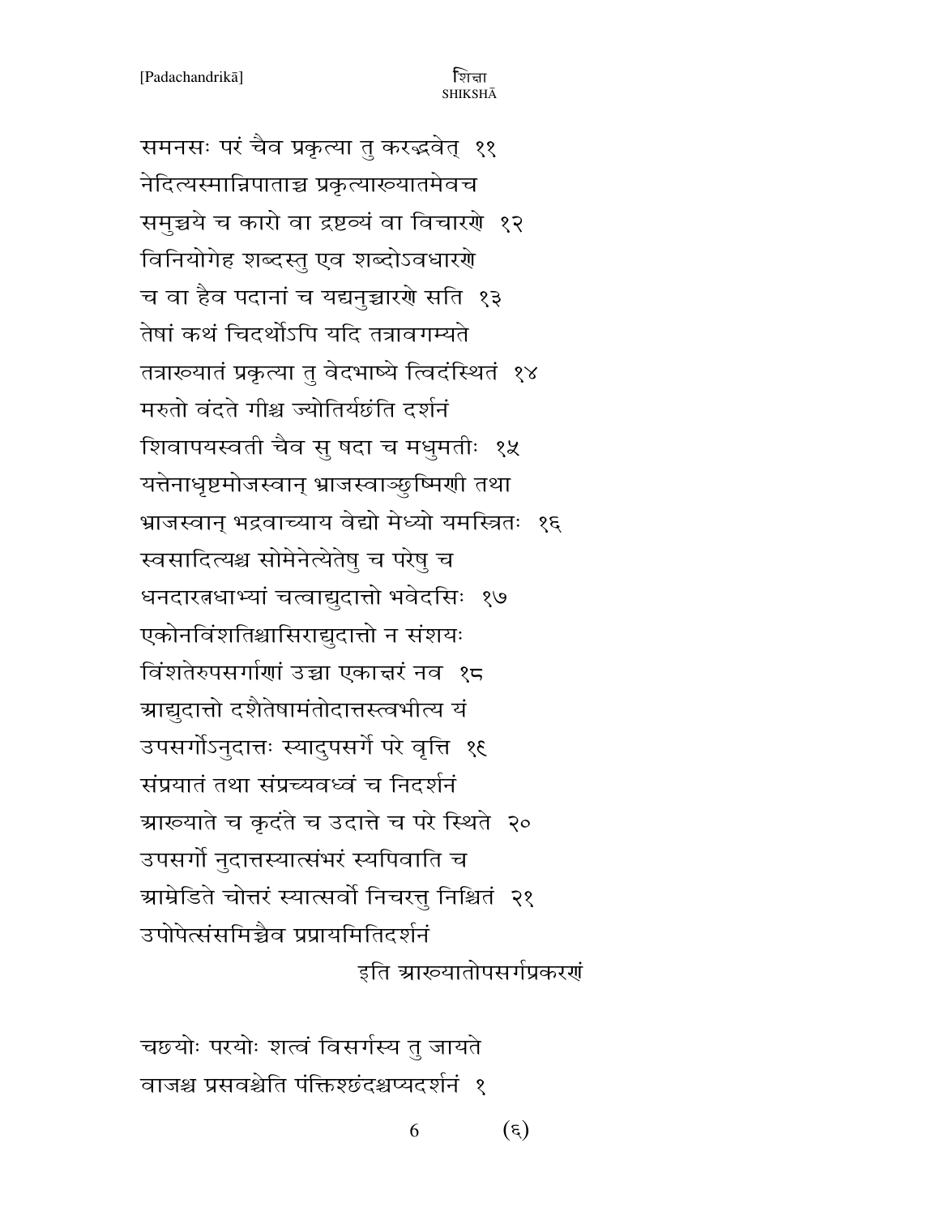समनसः परं चैव प्रकृत्या तु करद्भवेत्  ११
नेदित्यस्मान्निपाताच्च प्रकृत्याख्यातमेवच
समुच्चये च कारो वा द्रष्टव्यं वा विचारणे  १२
विनियोगेह शब्दस्तु एव शब्दोऽवधारणे
च वा हैव पदानां च यद्यनुच्चारणे सति  १३
तेषां कथं चिदर्थोऽपि यदि तत्रावगम्यते
तत्राख्यातं प्रकृत्या तु वेदभाष्ये त्विदंस्थितं  १४
मरुतो वंदते गीश्च ज्योतिर्यछंति दर्शनं
शिवापयस्वती चैव सु षदा च मधुमतीः  १५
यत्तेनाधृष्टमोजस्वान् भ्राजस्वाञ्छुष्मिणी तथा
भ्राजस्वान् भद्रवाच्याय वेद्यो मेध्यो यमस्त्रितः  १६
स्वसादित्यश्च सोमेनेत्येतेषु च परेषु च
धनदारत्नधाभ्यां चत्वाद्युदात्तो भवेदसिः  १७
एकोनविंशतिश्चासिराद्युदात्तो न संशयः
विंशतेरुपसर्गाणां उच्चा एकाक्षरं नव  १८
आद्युदात्तो दशैतेषामंतोदात्तस्त्वभीत्य यं
उपसर्गोऽनुदात्तः स्यादुपसर्गे परे वृत्ति  १९
संप्रयातं तथा संप्रच्यवध्वं च निदर्शनं
आख्याते च कृदंते च उदात्ते च परे स्थिते  २०
उपसर्गो नुदात्तस्यात्संभरं स्यपिवाति च
आम्रेडिते चोत्तरं स्यात्सर्वो निचरत्तु निश्चितं  २१
उपोपेत्संसमिच्चैव प्रप्रायमितिदर्शनं

इति आख्यातोपसर्गप्रकरणं

चछयोः परयोः शत्वं विसर्गस्य तु जायते
वाजश्च प्रसवश्चेति पंक्तिश्छंदश्चप्यदर्शनं  १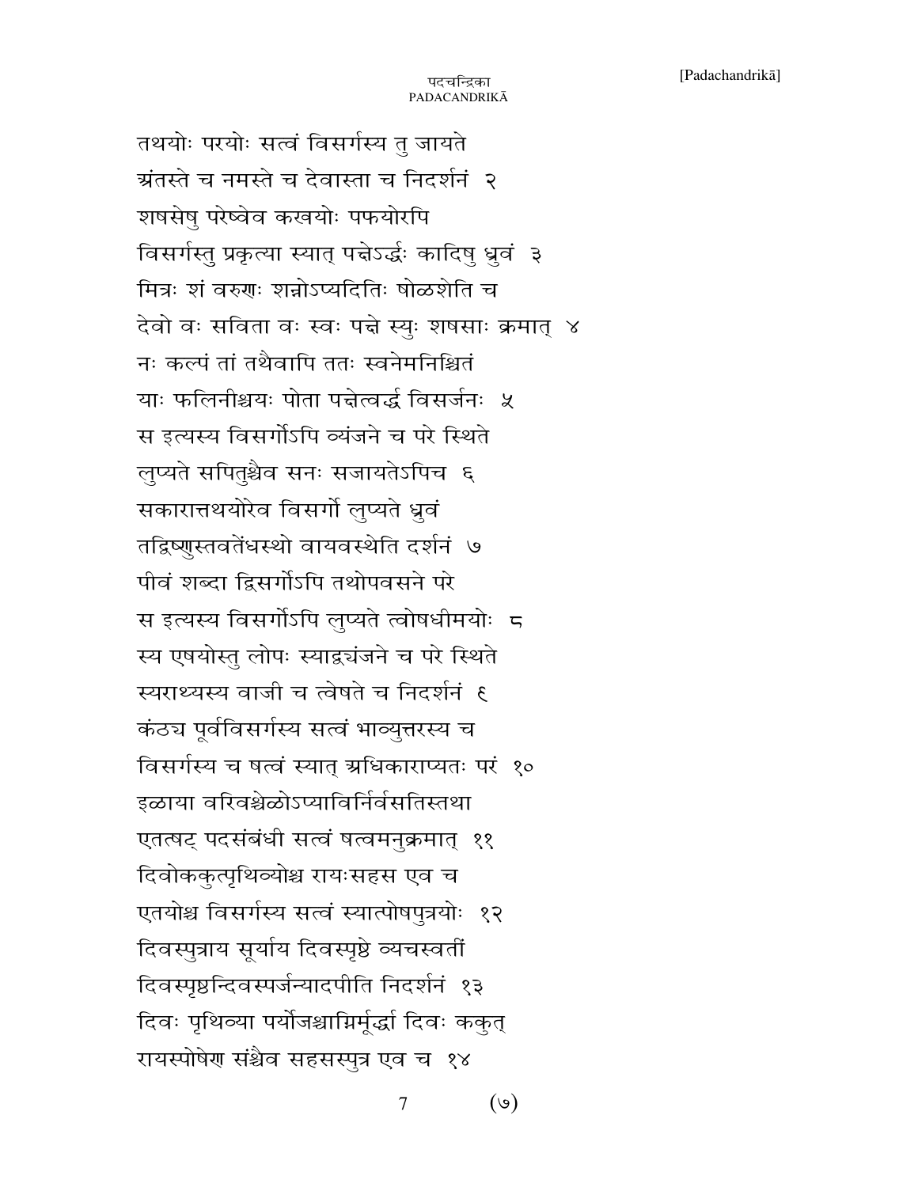तथयोः परयोः सत्वं विसर्गस्य तु जायते
अंतस्ते च नमस्ते च देवास्ता च निदर्शनं २
शषसेषु परेष्वेव कखयोः पफयोरपि
विसर्गस्तु प्रकृत्या स्यात् पद्येऽर्द्धः कादिषु ध्रुवं ३
मित्रः शं वरुणः शन्नोऽप्यदितिः षोळशेति च
देवो वः सविता वः स्वः पद्ये स्युः शषसाः क्रमात् ४
नः कल्पं तां तथैवापि ततः स्वनेमनिश्चितं
याः फलिनीश्चयः पोता पद्येत्वर्द्ध विसर्जनः ५
स इत्यस्य विसर्गोऽपि व्यंजने च परे स्थिते
लुप्यते सपितुश्चैव सनः सजायतेऽपिच ६
सकारात्तथयोरेव विसर्गो लुप्यते ध्रुवं
तद्विष्णुस्तवतेंधस्थो वायवस्थेति दर्शनं ७
पीवं शब्दा द्विसर्गोऽपि तथोपवसने परे
स इत्यस्य विसर्गोऽपि लुप्यते त्वोषधीमयोः ८
स्य एषयोस्तु लोपः स्याद्व्यंजने च परे स्थिते
स्यराथ्यस्य वाजी च त्वेषते च निदर्शनं ९
कंठ्य पूर्वविसर्गस्य सत्वं भाव्युत्तरस्य च
विसर्गस्य च षत्वं स्यात् अधिकाराप्यतः परं १०
इळाया वरिवश्चेळोऽप्याविर्निर्वसतिस्तथा
एतत्षट् पदसंबंधी सत्वं षत्वमनुक्रमात् ११
दिवोककुत्पृथिव्योश्च रायःसहस एव च
एतयोश्च विसर्गस्य सत्वं स्यात्पोषपुत्रयोः १२
दिवस्पुत्राय सूर्याय दिवस्पृष्ठे व्यचस्वतीं
दिवस्पृष्ठन्दिवस्पर्जन्यादपीति निदर्शनं १३
दिवः पृथिव्या पर्योजश्चाग्निर्मूर्द्धा दिवः ककुत्
रायस्पोषेण संश्चैव सहसस्पुत्र एव च १४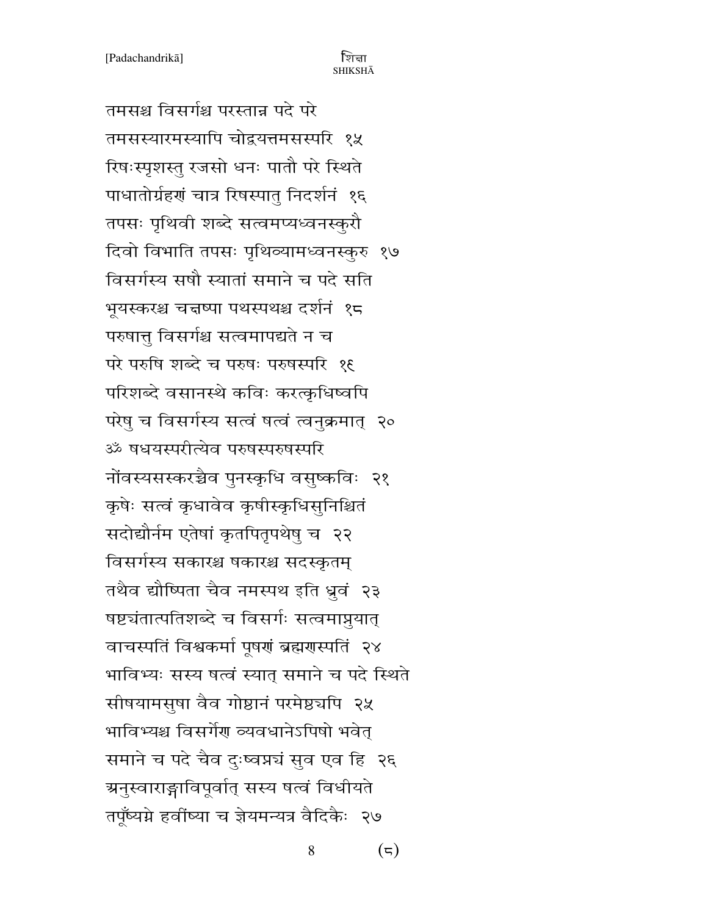तमसश्च विसर्गश्च परस्तान्न पदे परे
तमसस्यारमस्यापि चोद्वयत्तमसस्परि  १५
रिषःस्पृशस्तु रजसो धनः पातौ परे स्थिते
पाधातोर्ग्रहणं चात्र रिषस्पातु निदर्शनं  १६
तपसः पृथिवी शब्दे सत्वमप्यध्वनस्कुरौ
दिवो विभाति तपसः पृथिव्यामध्वनस्कुरु  १७
विसर्गस्य सषौ स्यातां समाने च पदे सति
भूयस्करश्च चक्षुष्पा पथस्पथश्च दर्शनं  १८
परुषात्तु विसर्गश्च सत्वमापद्यते न च
परे परुषि शब्दे च परुषः परुषस्परि  १९
परिशब्दे वसानस्थे कविः करत्कृधिष्वपि
परेषु च विसर्गस्य सत्वं षत्वं त्वनुक्रमात्  २०
ॐ षधयस्परीत्येव परुषस्परुषस्परि
नोंवस्यसस्करच्चैव पुनस्कृधि वसुष्कविः  २१
कृषेः सत्वं कृधावेव कृषीस्कृधिसुनिश्चितं
सदोद्यौर्नम एतेषां कृतपितृपथेषु च  २२
विसर्गस्य सकारश्च षकारश्च सदस्कृतम्
तथैव द्यौष्पिता चैव नमस्पथ इति ध्रुवं  २३
षष्ठ्यंतात्पतिशब्दे च विसर्गः सत्वमाप्नुयात्
वाचस्पतिं विश्वकर्मा पूषणं ब्रह्मणस्पतिं  २४
भाविभ्यः सस्य षत्वं स्यात् समाने च पदे स्थिते
सीषयामसुषा वैव गोष्ठानं परमेष्ठ्यपि  २५
भाविभ्यश्च विसर्गेण व्यवधानेऽपिषो भवेत्
समाने च पदे चैव दुःष्वप्न्यं सुव एव हि  २६
अनुस्वाराङ्गाविपूर्वात् सस्य षत्वं विधीयते
तपूँष्यग्ने हवींष्या च ज्ञेयमन्यत्र वैदिकैः  २७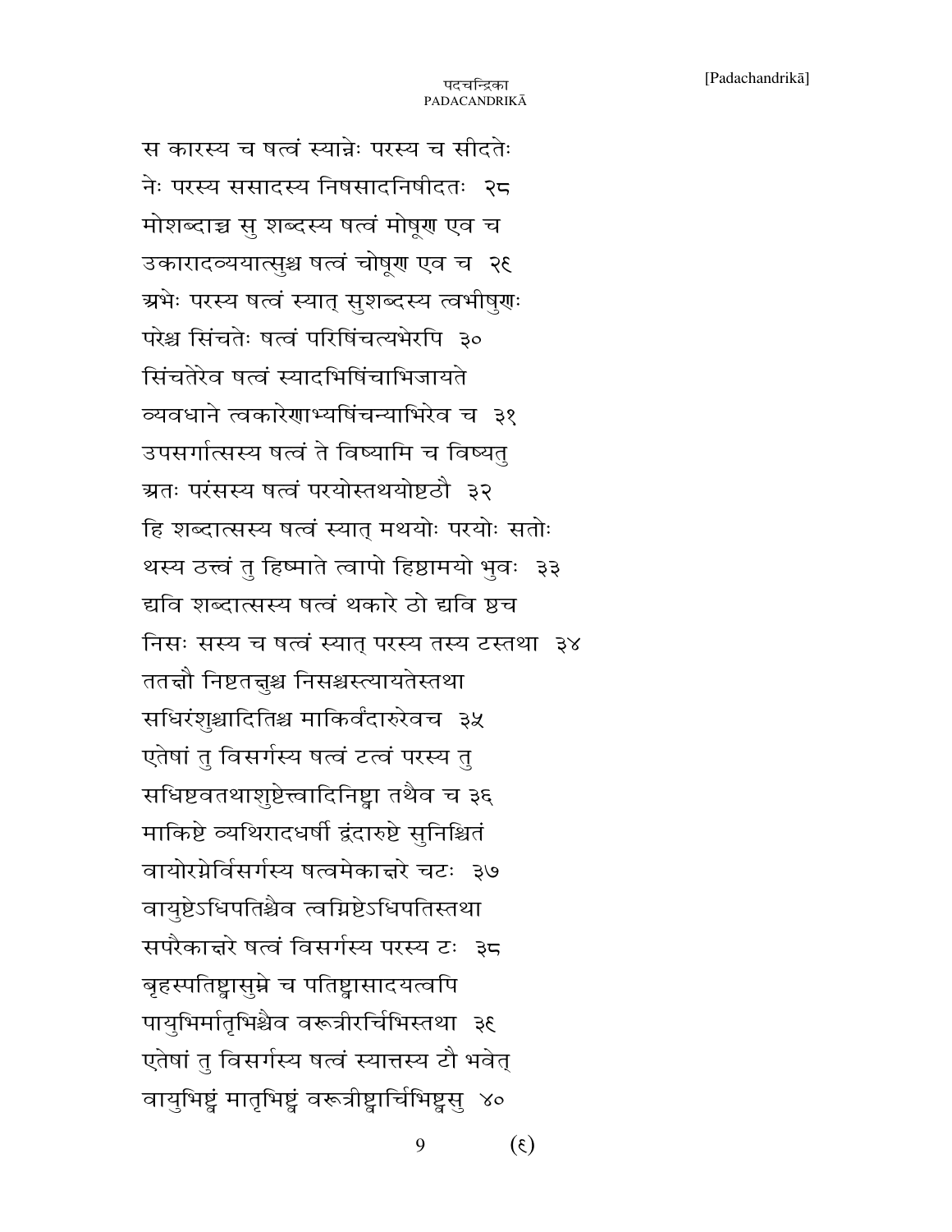स कारस्य च षत्वं स्यान्नेः परस्य च सीदतेः
नेः परस्य ससादस्य निषसादनिषीदतः  २८
मोशब्दाच्च सु शब्दस्य षत्वं मोषूण एव च
उकारादव्ययात्सुश्च षत्वं चोषूण एव च  २९
अभेः परस्य षत्वं स्यात् सुशब्दस्य त्वभीषुणः
परेश्च सिंचतेः षत्वं परिषिंचत्यभेरपि  ३०
सिंचतेरेव षत्वं स्यादभिषिंचाभिजायते
व्यवधाने त्वकारेणाभ्यषिंचन्याभिरेव च  ३१
उपसर्गात्सस्य षत्वं ते विष्यामि च विष्यतु
अतः परंसस्य षत्वं परयोस्तथयोष्टठौ  ३२
हि शब्दात्सस्य षत्वं स्यात् मथयोः परयोः सतोः
थस्य ठत्त्वं तु हिष्माते त्वापो हिष्ठामयो भुवः  ३३
द्यवि शब्दात्सस्य षत्वं थकारे ठो द्यवि ष्ठच
निसः सस्य च षत्वं स्यात् परस्य तस्य टस्तथा  ३४
ततक्षौ निष्टतक्षुश्च निसश्चस्त्यायतेस्तथा
सधिरंशुश्चादितिश्च माकिर्वंदारुरेवच  ३५
एतेषां तु विसर्गस्य षत्वं टत्वं परस्य तु
सधिष्टवतथाशुष्टेत्त्वादिनिष्ट्वा तथैव च ३६
माकिष्टे व्यथिरादधर्षी द्वंदारुष्टे सुनिश्चितं
वायोरग्नेर्विसर्गस्य षत्वमेकाक्षरे चटः  ३७
वायुष्टेऽधिपतिश्चैव त्वग्निष्टेऽधिपतिस्तथा
सपरैकाक्षरे षत्वं विसर्गस्य परस्य टः  ३८
बृहस्पतिष्ट्वासुम्ने च पतिष्ट्वासादयत्वपि
पायुभिर्मातृभिश्चैव वरूत्रीरर्चिभिस्तथा  ३९
एतेषां तु विसर्गस्य षत्वं स्यात्तस्य टौ भवेत्
वायुभिष्ट्वं मातृभिष्ट्वं वरूत्रीष्ट्वार्चिभिष्ट्वसु  ४०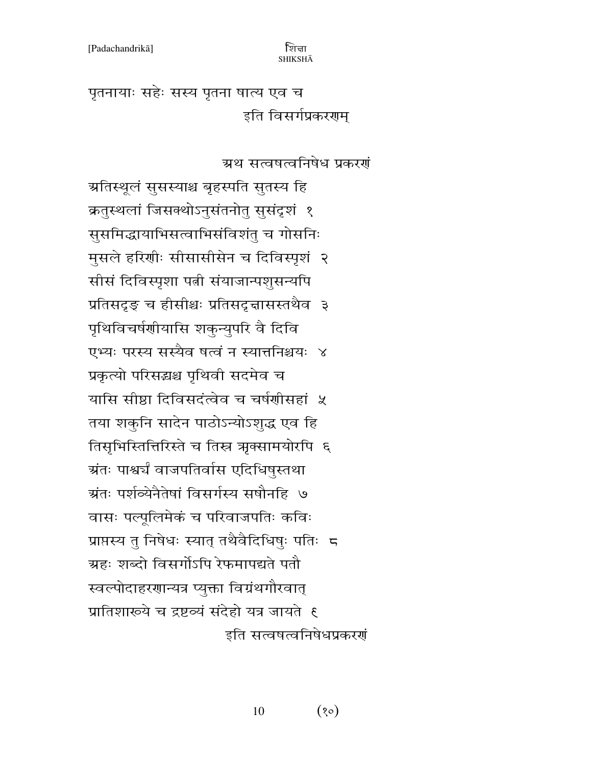पृतनायाः सहेः सस्य पृतना षात्य एव च

इति विसर्गप्रकरणम्

अथ सत्वषत्वनिषेध प्रकरणं

अतिस्थूलं सुसस्याश्च बृहस्पति सुतस्य हि
क्रतुस्थलां जिसक्थोऽनुसंतनोतु सुसंदृशं १
सुसमिद्धायाभिसत्वाभिसंविशंतु च गोसनिः
मुसले हरिणीः सीसासीसेन च दिविस्पृशं २
सीसं दिविस्पृशा पत्नी संयाजान्पशुसन्यपि
प्रतिसदृङ च हीसीश्चः प्रतिसदृन्नासस्तथैव ३
पृथिविचर्षणीयासि शकुन्युपरि वै दिवि
एभ्यः परस्य सस्यैव षत्वं न स्यात्तनिश्चयः ४
प्रकृत्यो परिसद्मश्च पृथिवी सदमेव च
यासि सीष्टा दिविसदंत्वेव च चर्षणीसहां ५
तया शकुनि सादेन पाठोऽन्योऽशुद्ध एव हि
तिसृभिस्तित्तिरिस्ते च तिस्र ऋक्सामयोरपि ६
अंतः पाश्चर्च वाजपतिर्वास एदिधिषुस्तथा
अंतः पर्शव्येनैतेषां विसर्गस्य सषौनहि ७
वासः पल्पूलिमेकं च परिवाजपतिः कविः
प्राप्तस्य तु निषेधः स्यात् तथैवैदिधिषुः पतिः ८
अहः शब्दो विसर्गोऽपि रेफमापद्यते पतौ
स्वल्पोदाहरणान्यत्र प्युक्ता विग्रंथगौरवात्
प्रातिशाख्ये च द्रष्टव्यं संदेहो यत्र जायते ९

इति सत्वषत्वनिषेधप्रकरणं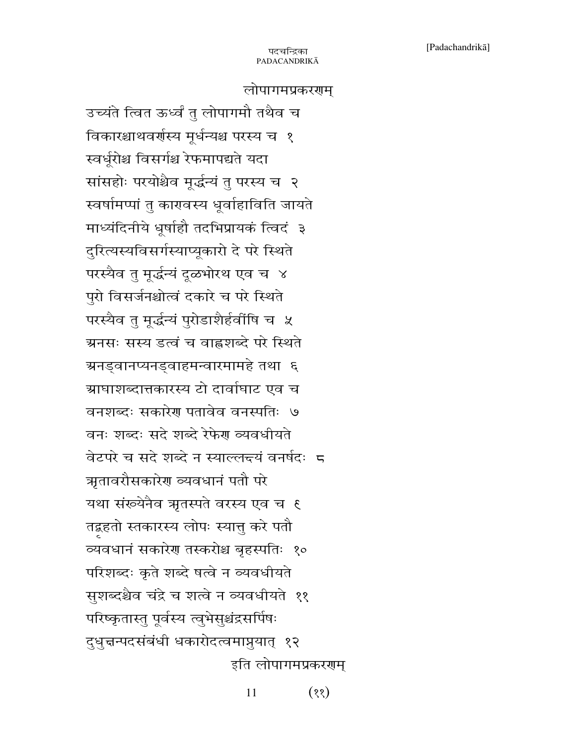## लोपागमप्रकरणम्

उच्यंते त्वित ऊर्ध्वं तु लोपागमौ तथैव च
विकारश्चाथवर्णस्य मूर्धन्यश्च परस्य च १
स्वर्धूरोश्च विसर्गश्च रेफमापद्यते यदा
सांसहोः परयोश्चैव मूर्द्धन्यं तु परस्य च २
स्वर्षामप्पां तु काणवस्य धूर्वाहाविति जायते
माध्यंदिनीये धूर्षाहौ तदभिप्रायकं त्विदं ३
दुरित्यस्यविसर्गस्याप्यूकारो दे परे स्थिते
परस्यैव तु मूर्द्धन्यं दूळभोरथ एव च ४
पुरो विसर्जनश्चोत्वं दकारे च परे स्थिते
परस्यैव तु मूर्द्धन्यं पुरोडाशैर्हवींषि च ५
अनसः सस्य डत्वं च वाह्वशब्दे परे स्थिते
अनड्वानप्यनड्वाहमन्वारमामहे तथा ६
आघाशब्दात्तकारस्य टो दार्वाघाट एव च
वनशब्दः सकारेण पतावेव वनस्पतिः ७
वनः शब्दः सदे शब्दे रेफेण व्यवधीयते
वेटपरे च सदे शब्दे न स्याल्लक्ष्यं वनर्षदः ८
ऋतावरौसकारेण व्यवधानं पतौ परे
यथा संख्येनैव ऋतस्पते वरस्य एव च ९
तद्बृहतो स्तकारस्य लोपः स्यात्तु करे पतौ
व्यवधानं सकारेण तस्करोश्च बृहस्पतिः १०
परिशब्दः कृते शब्दे षत्वे न व्यवधीयते
सुशब्दश्चैव चंद्रे च शत्वे न व्यवधीयते ११
परिष्कृतास्तु पूर्वस्य त्वभेसुश्चंद्रसर्पिषः
दुधुक्षन्पदसंबंधी धकारोदत्वमाप्नुयात् १२

इति लोपागमप्रकरणम्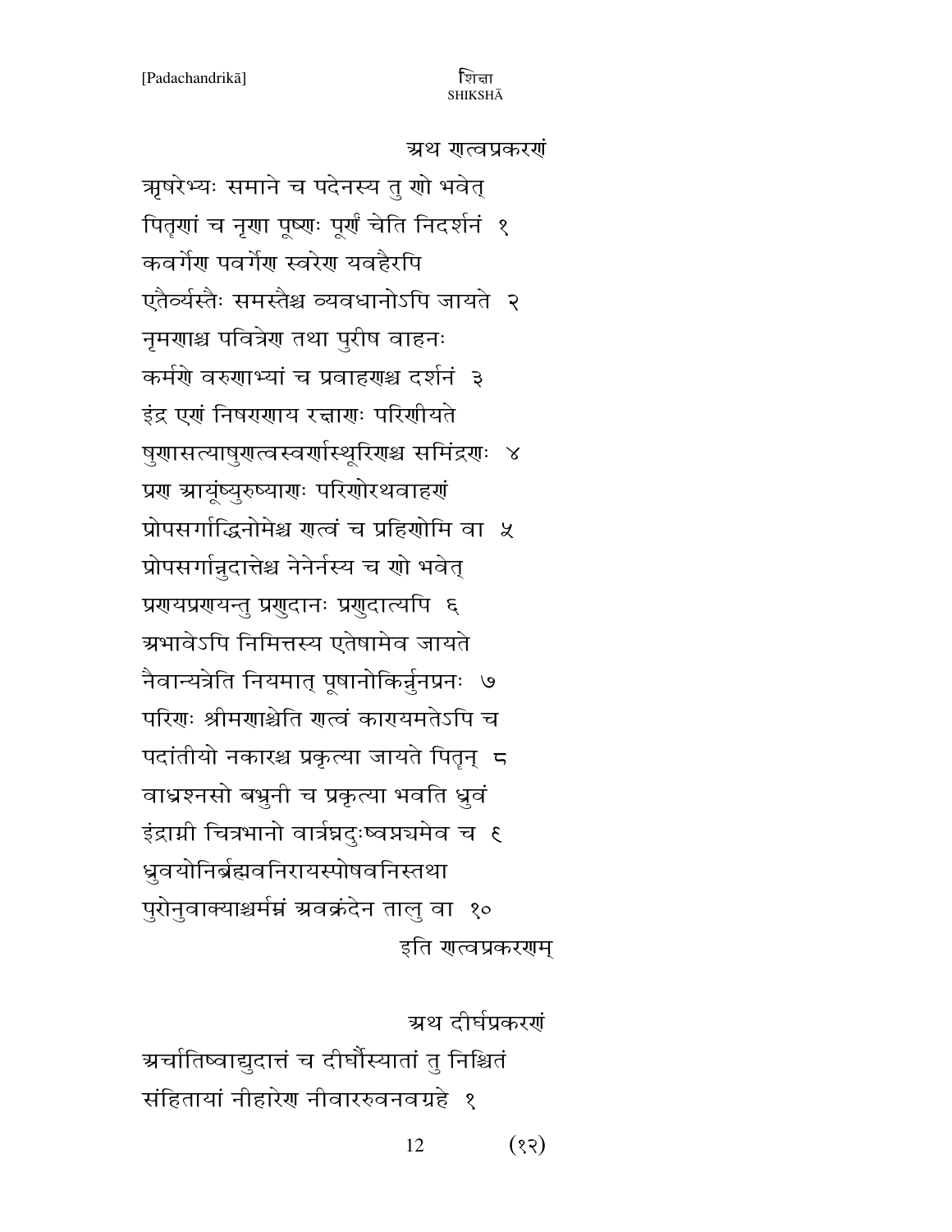## अथ णत्वप्रकरणं

ऋषरेभ्यः समाने च पदेनस्य तु णो भवेत्
पितृणां च नृणा पूष्णः पूर्णं चेति निदर्शनं १
कवर्गेण पवर्गेण स्वरेण यवहैरपि
एतैर्व्यस्तैः समस्तैश्च व्यवधानोऽपि जायते २
नृमणाश्च पवित्रेण तथा पुरीष वाहनः
कर्मणे वरुणाभ्यां च प्रवाहणश्च दर्शनं ३
इंद्र एणं निषणणाय रक्षाणः परिणीयते
षुणासत्याषुणत्वस्वर्णास्थूरिणश्च समिंद्रणः ४
प्रण आयूंष्युरुष्याणः परिणोरथवाहणं
प्रोपसर्गाद्धिनोमेश्च णत्वं च प्रहिणोमि वा ५
प्रोपसर्गान्नुदात्तेश्च नेनेर्नस्य च णो भवेत्
प्रणयप्रणयन्तु प्रणुदानः प्रणुदात्यपि ६
अभावेऽपि निमित्तस्य एतेषामेव जायते
नैवान्यत्रेति नियमात् पूषानोकिर्न्नुनप्रनः ७
परिणः श्रीमणाश्चेति णत्वं कारयमतेऽपि च
पदांतीयो नकारश्च प्रकृत्या जायते पितृन् ८
वाध्रश्नसो बभ्रुनी च प्रकृत्या भवति ध्रुवं
इंद्राग्नी चित्रभानो वार्त्रघ्नदुःष्वप्नयमेव च ९
ध्रुवयोनिर्ब्रह्मवनिरायस्पोषवनिस्तथा
पुरोनुवाक्याश्चर्मघ्नं अवक्रंदेन तालु वा १०

इति णत्वप्रकरणम्

## अथ दीर्घप्रकरणं

अर्चातिष्वाद्युदात्तं च दीर्घौस्यातां तु निश्चितं
संहितायां नीहारेण नीवारुवनवग्रहे १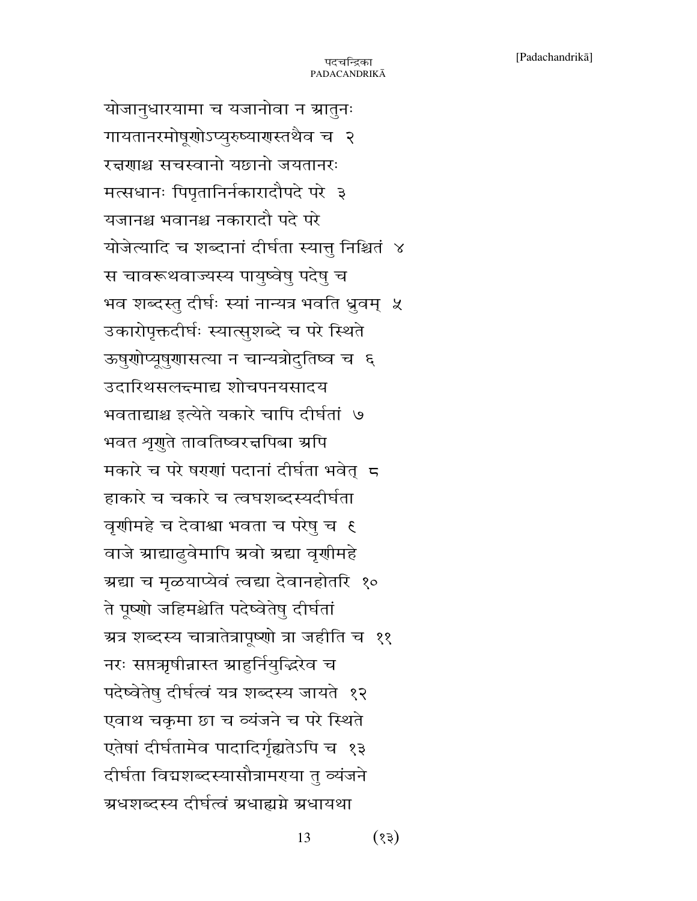योजानुधारयामा च यजानोवा न ग्रातुनः
गायतानरमोषूणोऽप्युरुष्याणस्तथैव च २
रक्षणाश्च सचस्वानो यछानो जयतानरः
मत्सधानः पिपृतानिर्नकारादौपदे परे ३
यजानश्च भवानश्च नकारादौ पदे परे
योजेत्यादि च शब्दानां दीर्घता स्यात्तु निश्चितं ४
स चावरूथवाज्यस्य पायुष्वेषु पदेषु च
भव शब्दस्तु दीर्घः स्यां नान्यत्र भवति ध्रुवम् ५
उकारोपृक्तदीर्घः स्यात्सुशब्दे च परे स्थिते
ऊषुणोप्यूषुणासत्या न चान्यत्रोदुतिष्व च ६
उदारिथसलक्ष्माद्य शोचपनयसादय
भवताद्याश्च इत्येते यकारे चापि दीर्घतां ७
भवत शृणुते तावतिष्वरक्षपिबा ग्रपि
मकारे च परे षरणां पदानां दीर्घता भवेत् ८
हाकारे च चकारे च त्वघशब्दस्यदीर्घता
वृणीमहे च देवाश्चा भवता च परेषु च ९
वाजे ग्राद्याढुवेमापि ग्रवो ग्रद्या वृणीमहे
ग्रद्या च मृळयाप्येवं त्वद्या देवानहोतरि १०
ते पूष्णो जहिमश्चेति पदेष्वेतेषु दीर्घतां
ग्रत्र शब्दस्य चात्रातेत्रापूष्णो त्रा जहीति च ११
नरः सप्तऋषीन्नास्त ग्राहुर्नियुद्भिरेव च
पदेष्वेतेषु दीर्घत्वं यत्र शब्दस्य जायते १२
एवाथ चकृमा छा च व्यंजने च परे स्थिते
एतेषां दीर्घतामेव पादादिर्गृह्यतेऽपि च १३
दीर्घता विद्मशब्दस्यासौत्रामरया तु व्यंजने
ग्रधशब्दस्य दीर्घत्वं ग्रधाह्यग्ने ग्रधायथा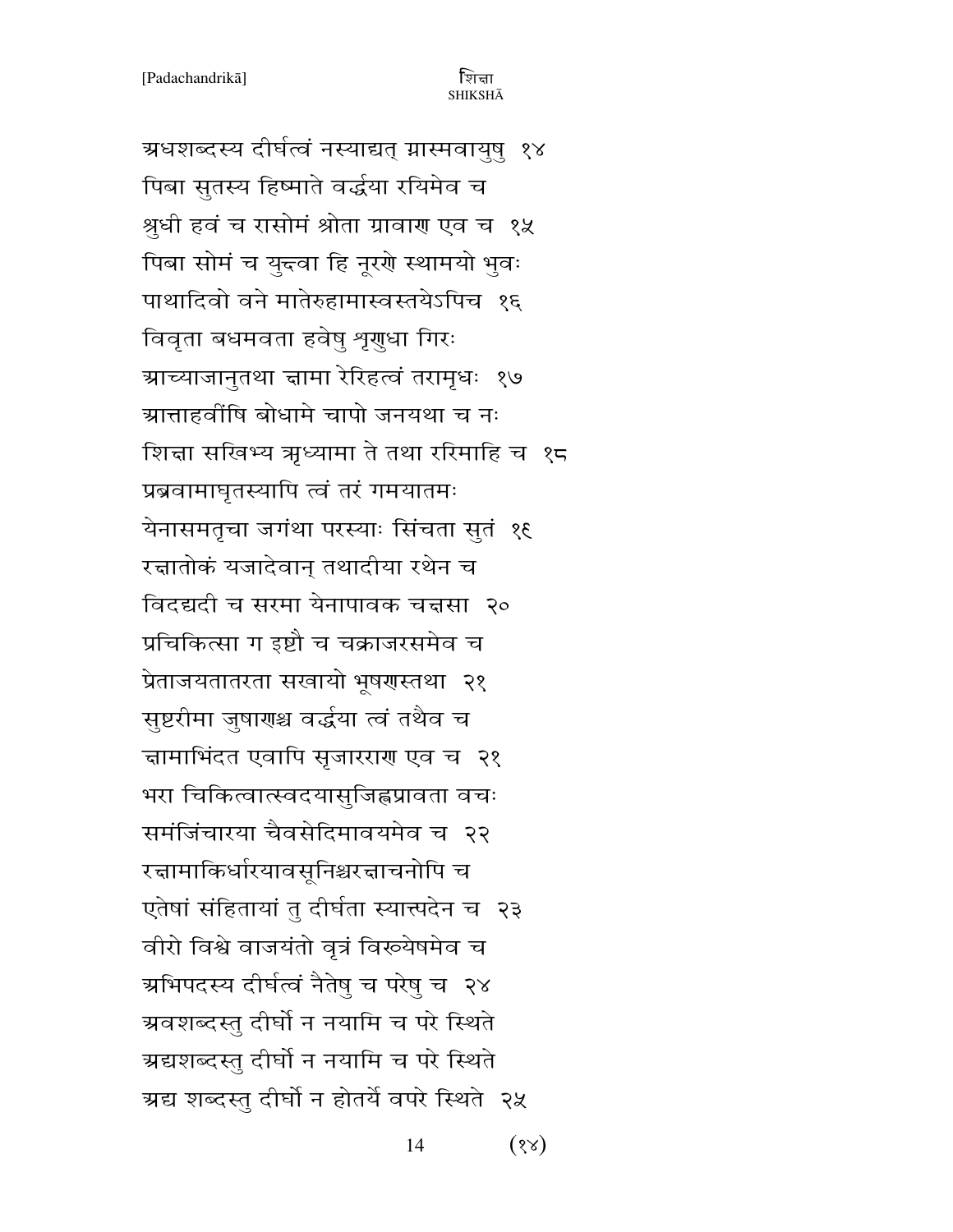अधशब्दस्य दीर्घत्वं नस्याद्यत् ग्नास्मवायुषु १४
पिबा सुतस्य हिष्माते वर्द्धया रयिमेव च
श्रुधी हवं च रासोमं श्रोता ग्रावाण एव च १५
पिबा सोमं च युन्वा हि नूरणे स्थामयो भुवः
पाथादिवो वने मातेरुहामास्वस्तयेऽपिच १६
विवृता बधमवता हवेषु शृणुधा गिरः
आच्याजानुतथा चामा रेरिहत्वं तरामृधः १७
आत्ताहवींषि बोधामे चापो जनयथा च नः
शिचा सखिभ्य ऋध्यामा ते तथा ररिमाहि च १८
प्रब्रवामाघृतस्यापि त्वं तरं गमयातमः
येनासमतृचा जगंथा परस्याः सिंचता सुतं १९
रचातोकं यजादेवान् तथादीया रथेन च
विदद्यदी च सरमा येनापावक चचसा २०
प्रचिकित्सा ग इष्टौ च चक्राजरसमेव च
प्रेताजयतातरता सखायो भूषणस्तथा २१
सुष्टरीमा जुषाणश्च वर्द्धया त्वं तथैव च
चामाभिंदत एवापि सृजारराण एव च २१
भरा चिकित्वात्स्वदयासुजिह्वप्रावता वचः
समंजिंचारया चैवसेदिमावयमेव च २२
रचामाकिर्धारयावसूनिश्चरचाचनोपि च
एतेषां संहितायां तु दीर्घता स्यात्पदेन च २३
वीरो विश्वे वाजयंतो वृत्रं विरुव्येषमेव च
अभिपदस्य दीर्घत्वं नैतेषु च परेषु च २४
अवशब्दस्तु दीर्घो न नयामि च परे स्थिते
अद्यशब्दस्तु दीर्घो न नयामि च परे स्थिते
अद्य शब्दस्तु दीर्घो न होतर्ये वपरे स्थिते २५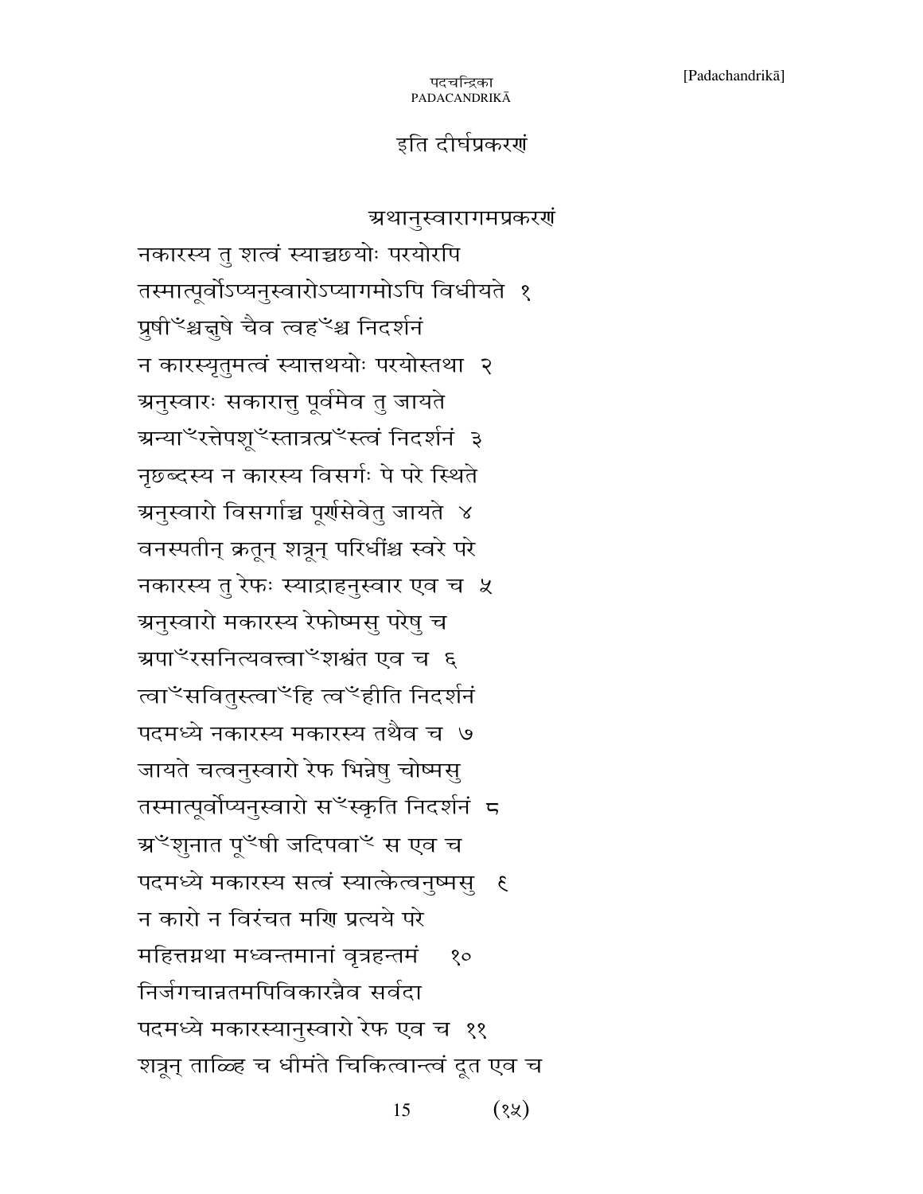इति दीर्घप्रकरणं

## अथानुस्वारागमप्रकरणं

नकारस्य तु शत्वं स्याच्चछयोः परयोरपि
तस्मात्पूर्वोऽप्यनुस्वारोऽप्यागमोऽपि विधीयते १
प्रुषीँश्चत्तुषे चैव त्वहँश्च निदर्शनं
न कारस्यृतुमत्वं स्यात्तथयोः परयोस्तथा २
अनुस्वारः सकारात्तु पूर्वमेव तु जायते
अन्याँरत्तेपशूँस्तात्रत्प्रँस्त्वं निदर्शनं ३
नृछब्दस्य न कारस्य विसर्गः पे परे स्थिते
अनुस्वारो विसर्गाच्च पूर्णसेवेतु जायते ४
वनस्पतीन् क्रतून् शत्रून् परिधींश्च स्वरे परे
नकारस्य तु रेफः स्याद्राहनुस्वार एव च ५
अनुस्वारो मकारस्य रेफोष्मसु परेषु च
अपाँरसनित्यवत्त्वाँशश्वंत एव च ६
त्वाँसवितुस्त्वाँहि त्वँहीति निदर्शनं
पदमध्ये नकारस्य मकारस्य तथैव च ७
जायते चत्वनुस्वारो रेफ भिन्नेषु चोष्मसु
तस्मात्पूर्वोप्यनुस्वारो सँस्कृति निदर्शनं ८
अँशुनात पूँषी जदिपवाँ स एव च
पदमध्ये मकारस्य सत्वं स्यात्केत्वनुष्मसु ९
न कारो न विरंचत मणि प्रत्यये परे
महित्तघ्नथा मध्वन्तमानां वृत्रहन्तमं १०
निर्जगचान्नतमपिविकारन्नैव सर्वदा
पदमध्ये मकारस्यानुस्वारो रेफ एव च ११
शत्रून् ताळ्हि च धीमंते चिकित्वान्त्वं दूत एव च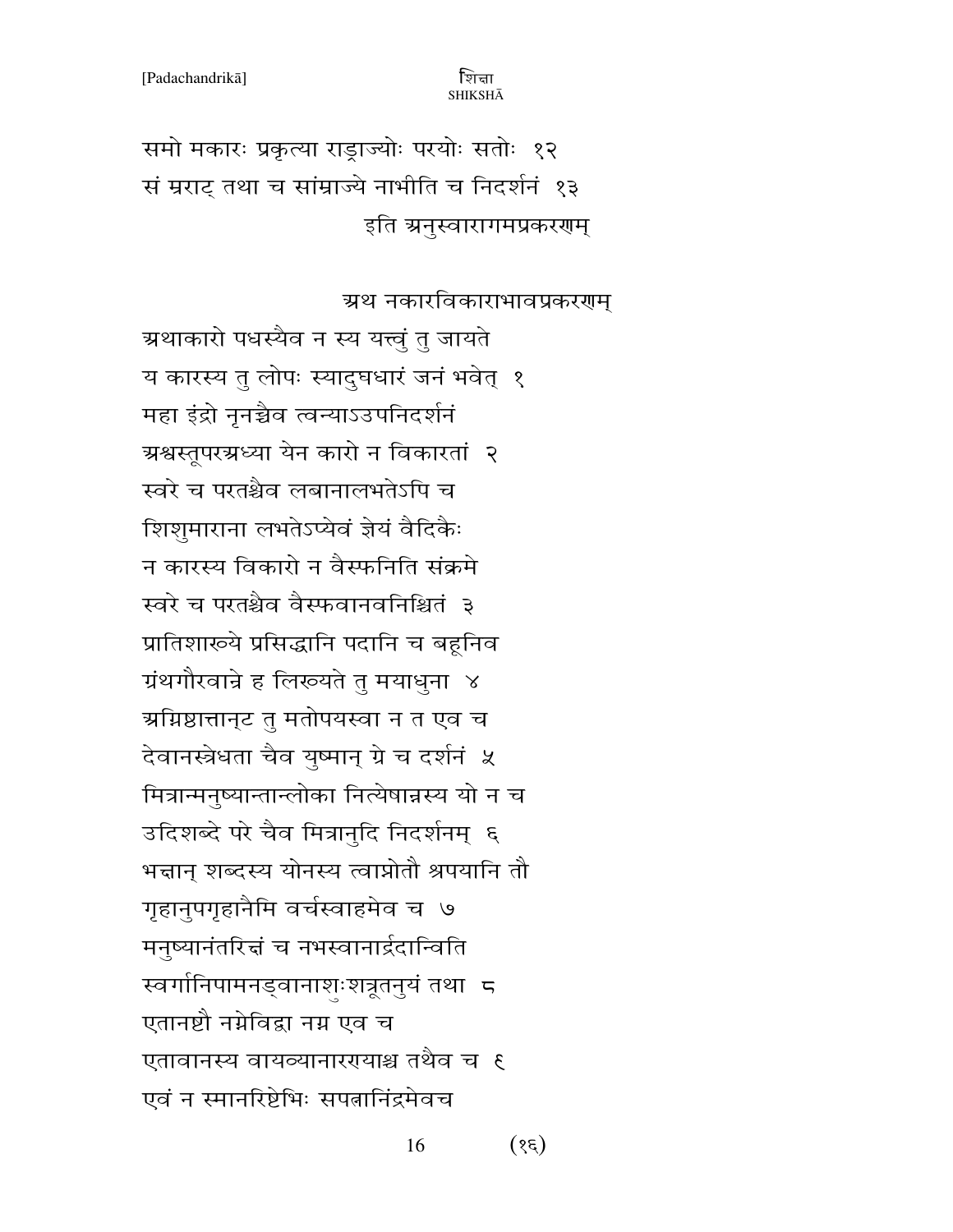समो मकारः प्रकृत्या राड्राज्योः परयोः सतोः १२
सं म्रराट् तथा च सांम्राज्ये नाभीति च निदर्शनं १३

इति अनुस्वारागमप्रकरणम्

## अथ नकारविकाराभावप्रकरणम्

अथाकारो पधस्यैव न स्य यत्त्वं तु जायते
य कारस्य तु लोपः स्यादुघधारं जनं भवेत् १
महा इंद्रो नृनश्चैव त्वन्याऽउपनिदर्शनं
अश्वस्तूपरअध्या येन कारो न विकारतां २
स्वरे च परतश्चैव लबानालभतेऽपि च
शिशुमाराना लभतेऽप्येवं ज्ञेयं वैदिकैः
न कारस्य विकारो न वैस्फनिति संक्रमे
स्वरे च परतश्चैव वैस्फवानवनिश्चितं ३
प्रातिशाख्ये प्रसिद्धानि पदानि च बहूनिव
ग्रंथगौरवान्ने ह लिख्यते तु मयाधुना ४
अग्निष्टात्तान्ट तु मतोपयस्वा न त एव च
देवानस्त्रेधता चैव युष्मान् ग्रे च दर्शनं ५
मित्रान्मनुष्यान्तान्लोका नित्येषान्नस्य यो न च
उदिशब्दे परे चैव मित्रानुदि निदर्शनम् ६
भद्यान् शब्दस्य योनस्य त्वाप्नोतौ श्रपयानि तौ
गृहानुपगृहानैमि वर्चस्वाहमेव च ७
मनुष्यानंतरिन्तं च नभस्वानार्द्रदान्विति
स्वर्गानिपामनड्वानाशुःशत्रूतनुयं तथा ८
एतानष्टौ नम्रेविद्वा नम्र एव च
एतावानस्य वायव्यानारण्याश्च तथैव च ९
एवं न स्मानरिष्टेभिः सपत्नानिंद्रमेवच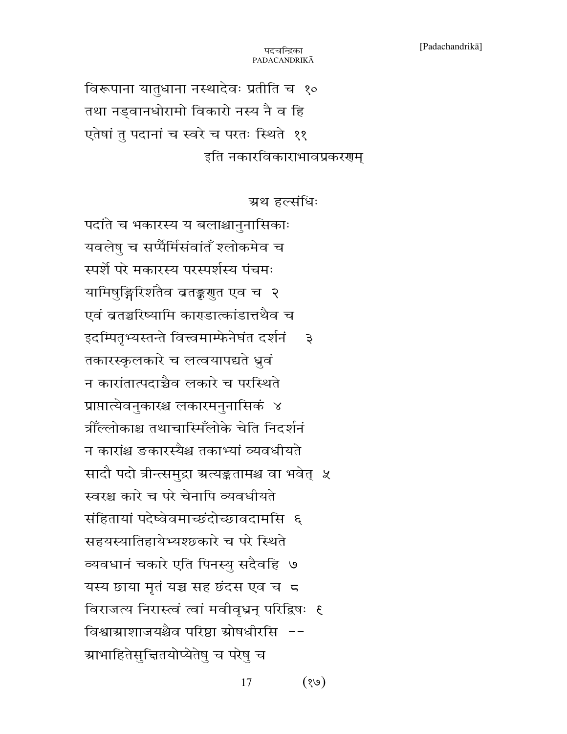विरूपाना यातुधाना नस्थादेवः प्रतीति च १०
तथा नड्वानधोरामो विकारो नस्य नै व हि
एतेषां तु पदानां च स्वरे च परतः स्थिते ११

इति नकारविकाराभावप्रकरणम्

## अथ हल्संधिः

पदांते च भकारस्य य बलाश्चानुनासिकाः
यवलेषु च सर्प्पैर्मिसंवांतँ श्लोकमेव च
स्पर्शे परे मकारस्य परस्पर्शस्य पंचमः
यामिषुङ्गिरिशंतैव व्रतङ्कणुत एव च २
एवं व्रतञ्चरिष्यामि काराडात्कांडात्तथैव च
इदम्पितृभ्यस्तन्ते वित्त्वमाम्फेनेघंत दर्शनं ३
तकारस्कृलकारे च लत्वयापद्यते ध्रुवं
न कारांतात्पदाच्चैव लकारे च परस्थिते
प्राप्नात्येवनुकारश्च लकारमनुनासिकं ४
त्रीँल्लोकाश्च तथाचास्मिँल्लोके चेति निदर्शनं
न कारांश्च ङकारस्यैश्च तकाभ्यां व्यवधीयते
सादौ पदो त्रीन्त्समुद्रा अत्यङ्कतामश्च वा भवेत् ५
स्वरश्च कारे च परे चेनापि व्यवधीयते
संहितायां पदेष्वेवमाच्छंदोच्छावदामसि ६
सहयस्यातिहायेभ्यश्छकारे च परे स्थिते
व्यवधानं चकारे एति पिनस्यु सदैवहि ७
यस्य छाया मृतं यच्च सह छंदस एव च ८
विराजत्य निरास्त्वं त्वां मवीवृध्रन् परिद्विषः ९
विश्वाआशाजयश्चैव परिष्ठा ओषधीरसि --
आभाहितेसुच्चितयोप्येतेषु च परेषु च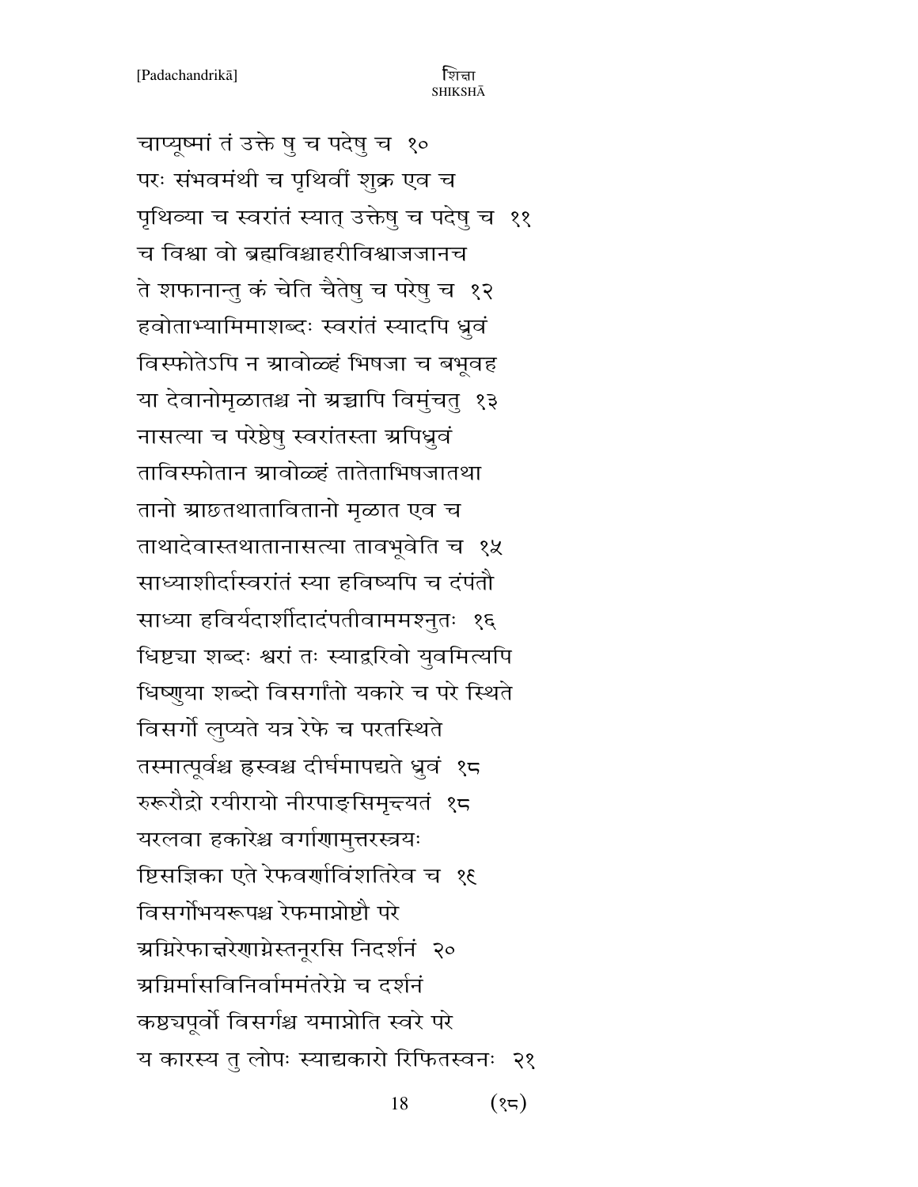चाप्यूष्मां तं उक्ते षु च पदेषु च १०

परः संभवमंथी च पृथिवीं शुक्र एव च

पृथिव्या च स्वरांतं स्यात् उक्तेषु च पदेषु च ११

च विश्वा वो ब्रह्मविश्वाहरीविश्वाजजानच

ते शफानान्तु कं चेति चैतेषु च परेषु च १२

हवोताभ्यामिमाशब्दः स्वरांतं स्यादपि ध्रुवं

विस्फोतेऽपि न स्रावोळ्हं भिषजा च बभूवह

या देवानोमृळातश्च नो स्रच्चापि विमुंचतु १३

नासत्या च परेष्ठेषु स्वरांतस्ता स्रपिध्रुवं

ताविस्फोतान स्रावोळ्हं तातेताभिषजातथा

तानो स्राछतथाताविताना मृळात एव च

ताथादेवास्तथातानासत्या तावभूवेति च १५

साध्याशीर्दास्वरांतं स्या हविष्यपि च दंपंतौ

साध्या हविर्यदाशीदादंपतीवाममश्नुतः १६

धिष्टचा शब्दः श्वरां तः स्याद्धरिवो युवमित्यपि

धिष्णुया शब्दो विसर्गांतो यकारे च परे स्थिते

विसर्गो लुप्यते यत्र रेफे च परतस्थिते

तस्मात्पूर्वश्च ह्रस्वश्च दीर्घमापद्यते ध्रुवं १८

रुरूरौद्रो रयीरायो नीरपाङ्सिमृन्द्यतं १८

यरलवा हकारेश्च वर्गाणामुत्तरस्त्रयः

ष्टिसज्ञिका एते रेफवर्णाविंशतिरेव च १६

विसर्गोभयरूपश्च रेफमाप्नोष्टौ परे

स्रग्निरेफान्नरेणाग्नेस्तनूरसि निदर्शनं २०

स्रग्निर्मासविनिर्वाममंतरेग्ने च दर्शनं

कष्टचपूर्वो विसर्गश्च यमाप्नोति स्वरे परे

य कारस्य तु लोपः स्याद्यकारो रिफितस्वनः २१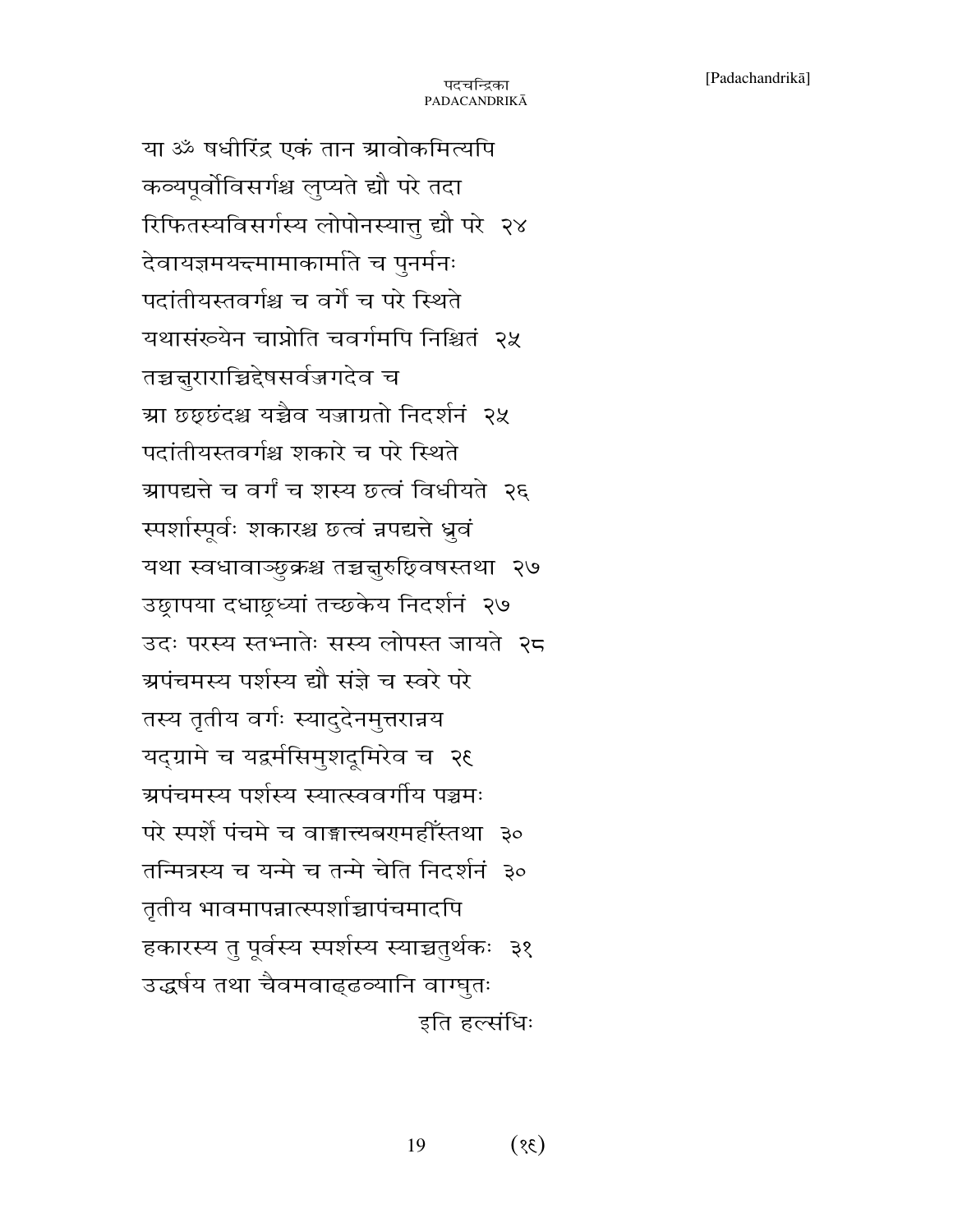या ॐ षधीरिंद्र एकं तान आवोकमित्यपि
कव्यपूर्वोविसर्गश्च लुप्यते द्यौ परे तदा
रिफितस्यविसर्गस्य लोपोनस्यात्तु द्यौ परे २४
देवायज्ञमयन्दमामाकामांते च पुनर्मनः
पदांतीयस्तवर्गश्च च वर्गे च परे स्थिते
यथासंख्येन चाप्नोति चवर्गमपि निश्चितं २५
तञ्चक्षुराराच्चिद्देषसर्वज्ञगदेव च
आ छछ्छंदश्च यच्चैव यज्ञाग्रतो निदर्शनं २५
पदांतीयस्तवर्गश्च शकारे च परे स्थिते
आपद्यत्ते च वर्गं च शस्य छत्वं विधीयते २६
स्पर्शास्पूर्वः शकारश्च छत्वं न्नपद्यत्ते ध्रुवं
यथा स्वधावाञ्छुक्रश्च तञ्चक्षुरुछ्विषस्तथा २७
उछ्रापया दधाछ्रध्यां तच्छकेय निदर्शनं २७
उदः परस्य स्तभ्नातेः सस्य लोपस्त जायते २८
अपंचमस्य पर्शस्य द्यौ संज्ञे च स्वरे परे
तस्य तृतीय वर्गः स्यादुदेनमुत्तरान्नय
यद्ग्रामे च यद्वर्मसिमुशदूमिरेव च २९
अपंचमस्य पर्शस्य स्यात्स्ववर्गीय पञ्चमः
परे स्पर्शे पंचमे च वाङ्गात्त्यबग्महीँस्तथा ३०
तन्मित्रस्य च यन्मे च तन्मे चेति निदर्शनं ३०
तृतीय भावमापन्नात्स्पर्शाञ्चापंचमादपि
हकारस्य तु पूर्वस्य स्पर्शस्य स्याच्चतुर्थकः ३१
उद्धर्षय तथा चैवमवाढ्ढव्यानि वाग्घुतः

इति हल्संधिः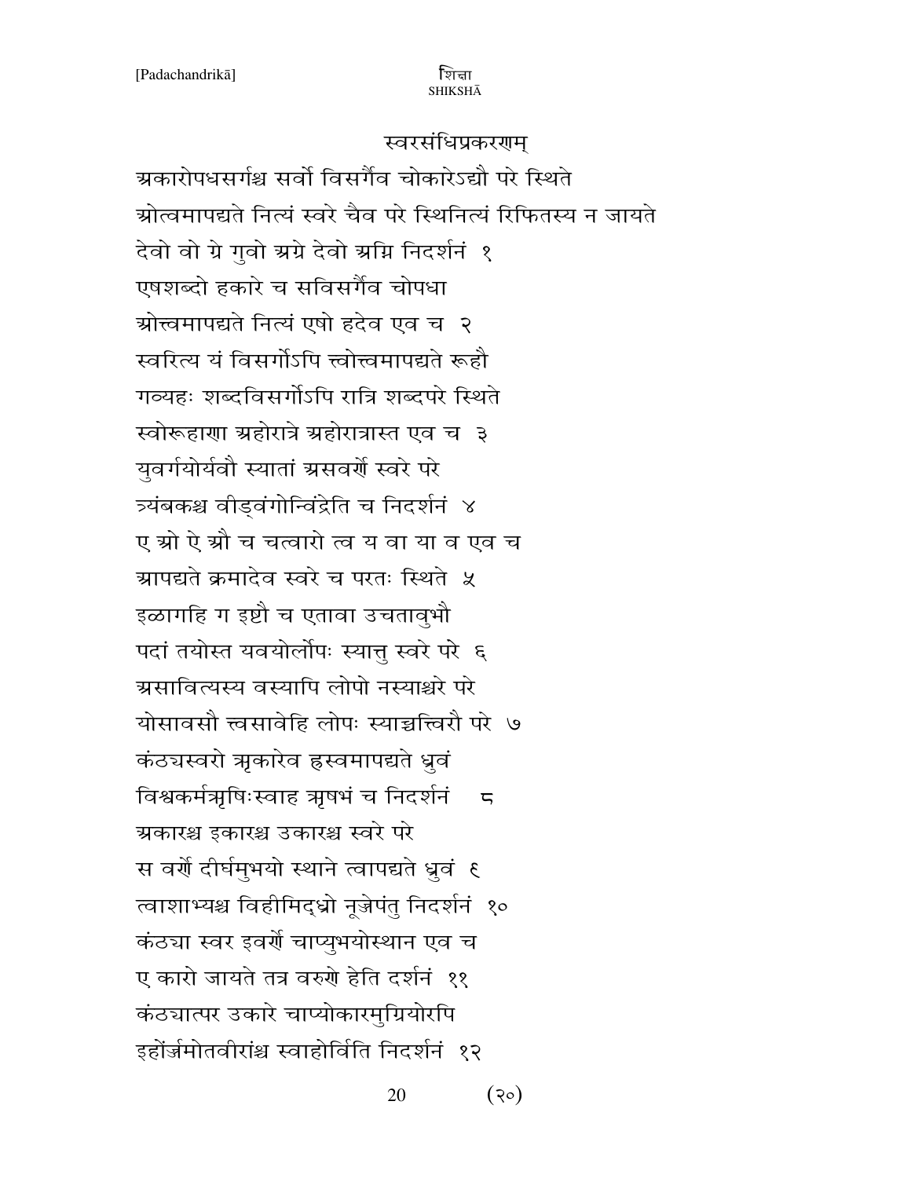## स्वरसंधिप्रकरणम्

अकारोपधसर्गश्च सर्वो विसर्गैव चोकारेऽद्यौ परे स्थिते
ओत्वमापद्यते नित्यं स्वरे चैव परे स्थिनित्यं रिफितस्य न जायते
देवो वो ग्रे गुवो अग्रे देवो अग्नि निदर्शनं १
एषशब्दो हकारे च सविसर्गैव चोपधा
ओत्त्वमापद्यते नित्यं एषो हदेव एव च २
स्वरित्य यं विसर्गोऽपि त्वोत्त्वमापद्यते रूहौ
गव्यहः शब्दविसर्गोऽपि रात्रि शब्दपरे स्थिते
स्वोरूहाणा अहोरात्रे अहोरात्रास्त एव च ३
युवर्गयोर्यवौ स्यातां असवर्णे स्वरे परे
त्र्यंबकश्च वीड्वंगोन्विंद्रेति च निदर्शनं ४
ए ओ ऐ औ च चत्वारो त्व य वा या व एव च
आपद्यते क्रमादेव स्वरे च परतः स्थिते ५
इळागहि ग इष्टौ च एतावा उचतावुभौ
पदां तयोस्त यवयोर्लोपः स्यात्तु स्वरे परे ६
असावित्यस्य वस्यापि लोपो नस्याश्चरे परे
योसावसौ त्त्वसावेहि लोपः स्याच्चत्तिरौ परे ७
कंठ्यस्वरो ऋकारेव ह्रस्वमापद्यते ध्रुवं
विश्वकर्मऋषिःस्वाह ऋषभं च निदर्शनं ८
अकारश्च इकारश्च उकारश्च स्वरे परे
स वर्णे दीर्घमुभयो स्थाने त्वापद्यते ध्रुवं ९
त्वाशाभ्यश्च विहीमिद्ध्रो नून्नेपंतु निदर्शनं १०
कंठ्या स्वर इवर्णे चाप्युभयोस्थान एव च
ए कारो जायते तत्र वरुणे हेति दर्शनं ११
कंठ्यात्पर उकारे चाप्योकारमुग्रियोरपि
इहोंर्ज्रमोतवीरांश्च स्वाहोर्विति निदर्शनं १२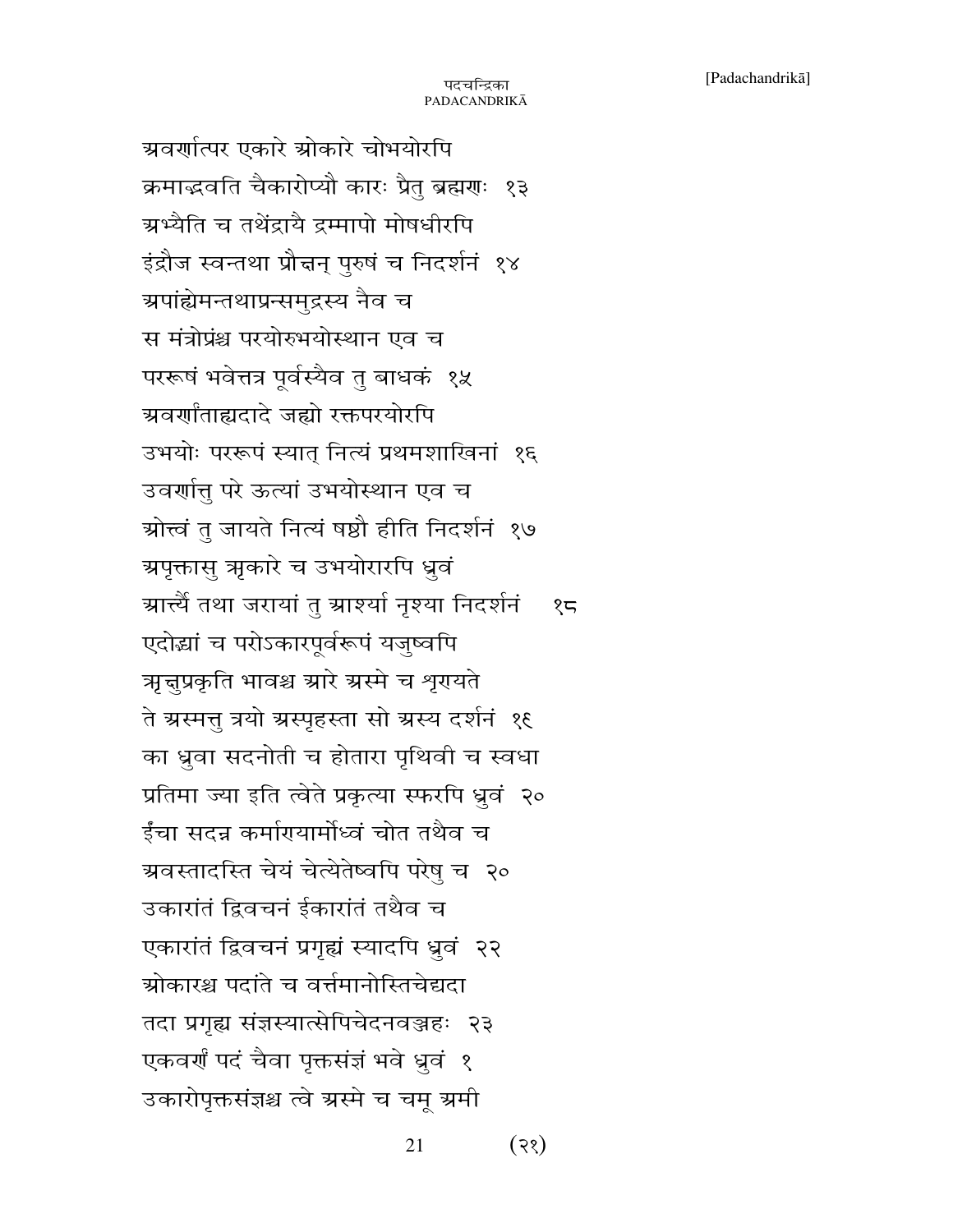अवर्णात्पर एकारे ओकारे चोभयोरपि
क्रमाद्भवति चैकारोप्यौ कारः प्रैतु ब्रह्मणः १३
अभ्यैति च तथेंद्रायै द्रम्मापो मोषधीरपि
इंद्रौज स्वन्तथा प्रौक्षन् पुरुषं च निदर्शनं १४
अपांह्येमन्तथाप्रन्समुद्रस्य नैव च
स मंत्रोप्रंश्च परयोरुभयोस्थान एव च
पररूषं भवेत्तत्र पूर्वस्यैव तु बाधकं १५
अवर्णाताह्यदादे जह्यो रक्तपरयोरपि
उभयोः पररूपं स्यात् नित्यं प्रथमशाखिनां १६
उवर्णात्तु परे ऊत्यां उभयोस्थान एव च
ओत्त्वं तु जायते नित्यं षष्ठौ हीति निदर्शनं १७
अपृक्तासु ऋकारे च उभयोरारपि ध्रुवं
आर्त्यै तथा जरायां तु आर्श्या नृश्या निदर्शनं १८
एदोद्यां च परोऽकारपूर्वरूपं यजुष्वपि
ऋक्षुप्रकृति भावश्च आरे अस्मे च शृणयते
ते अस्मत्तु त्रयो अस्पृहस्ता सो अस्य दर्शनं १९
का ध्रुवा सदनोती च होतारा पृथिवी च स्वधा
प्रतिमा ज्या इति त्वेते प्रकृत्या स्फरपि ध्रुवं २०
ईंचा सदन्न कर्माणयार्मोध्वं चोत तथैव च
अवस्तादस्ति चेयं चेत्येतेष्वपि परेषु च २०
उकारांतं द्विवचनं ईकारांतं तथैव च
एकारांतं द्विवचनं प्रगृह्यं स्यादपि ध्रुवं २२
ओकारश्च पदांते च वर्त्तमानोस्तिचेद्यदा
तदा प्रगृह्य संज्ञस्यात्सेपिचेदनवग्रहः २३
एकवर्णं पदं चैवा पृक्तसंज्ञं भवे ध्रुवं १
उकारोपृक्तसंज्ञश्च त्वे अस्मे च चमू अमी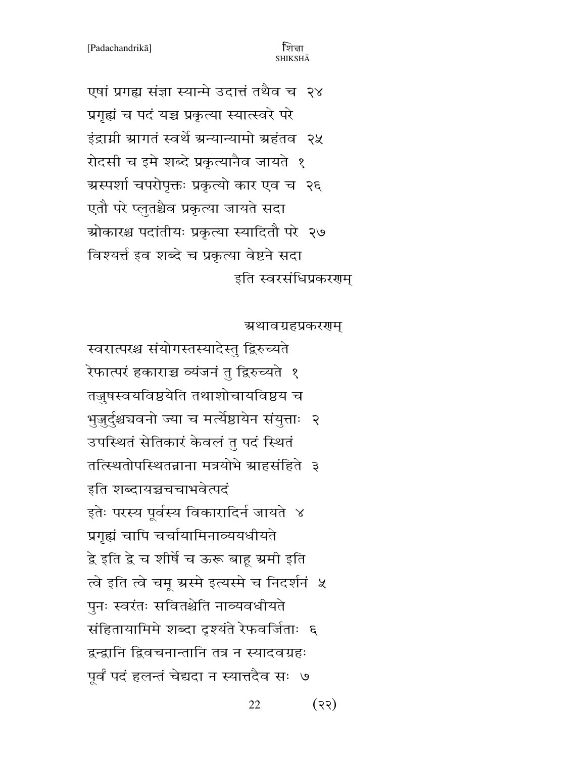एषां प्रगह्य संज्ञा स्यान्मे उदात्तं तथैव च २४
प्रगृह्यं च पदं यच्च प्रकृत्या स्यात्स्वरे परे
इंद्राग्नी आगतं स्वर्थे अन्यान्यामो अहंतव २५
रोदसी च इमे शब्दे प्रकृत्यानैव जायते १
अस्पर्शा चपरोपृक्तः प्रकृत्यो कार एव च २६
एतौ परे प्लुतश्चैव प्रकृत्या जायते सदा
ओकारश्च पदांतीयः प्रकृत्या स्यादितौ परे २७
विश्यर्त्त इव शब्दे च प्रकृत्या वेष्टने सदा

इति स्वरसंधिप्रकरणम्

अथावग्रहप्रकरणम्

स्वरात्परश्च संयोगस्तस्यादेस्तु द्विरुच्यते
रेफात्परं हकाराच्च व्यंजनं तु द्विरुच्यते १
तज्जुषस्वयविष्ठयेति तथाशोचायविष्ठय च
भुज्जुर्दुश्चवनो ज्या च मर्त्यैष्ठायेन संयुत्ताः २
उपस्थितं सेतिकारं केवलं तु पदं स्थितं
तत्स्थितोपस्थितन्नाना मत्रयोभे आहसंहिते ३
इति शब्दायच्चचचाभवेत्पदं
इतेः परस्य पूर्वस्य विकारादिर्न जायते ४
प्रगृह्यं चापि चर्चायामिनाव्ययधीयते
द्वे इति द्वे च शीर्षे च ऊरू बाहू अमी इति
त्वे इति त्वे चमू अस्मे इत्यस्मे च निदर्शनं ५
पुनः स्वरंतः सवितश्चेति नाव्यवधीयते
संहितायामिमे शब्दा दृश्यंते रेफवर्जिताः ६
द्वन्द्वानि द्विवचनान्तानि तत्र न स्यादवग्रहः
पूर्वं पदं हलन्तं चेद्यदा न स्यात्तदैव सः ७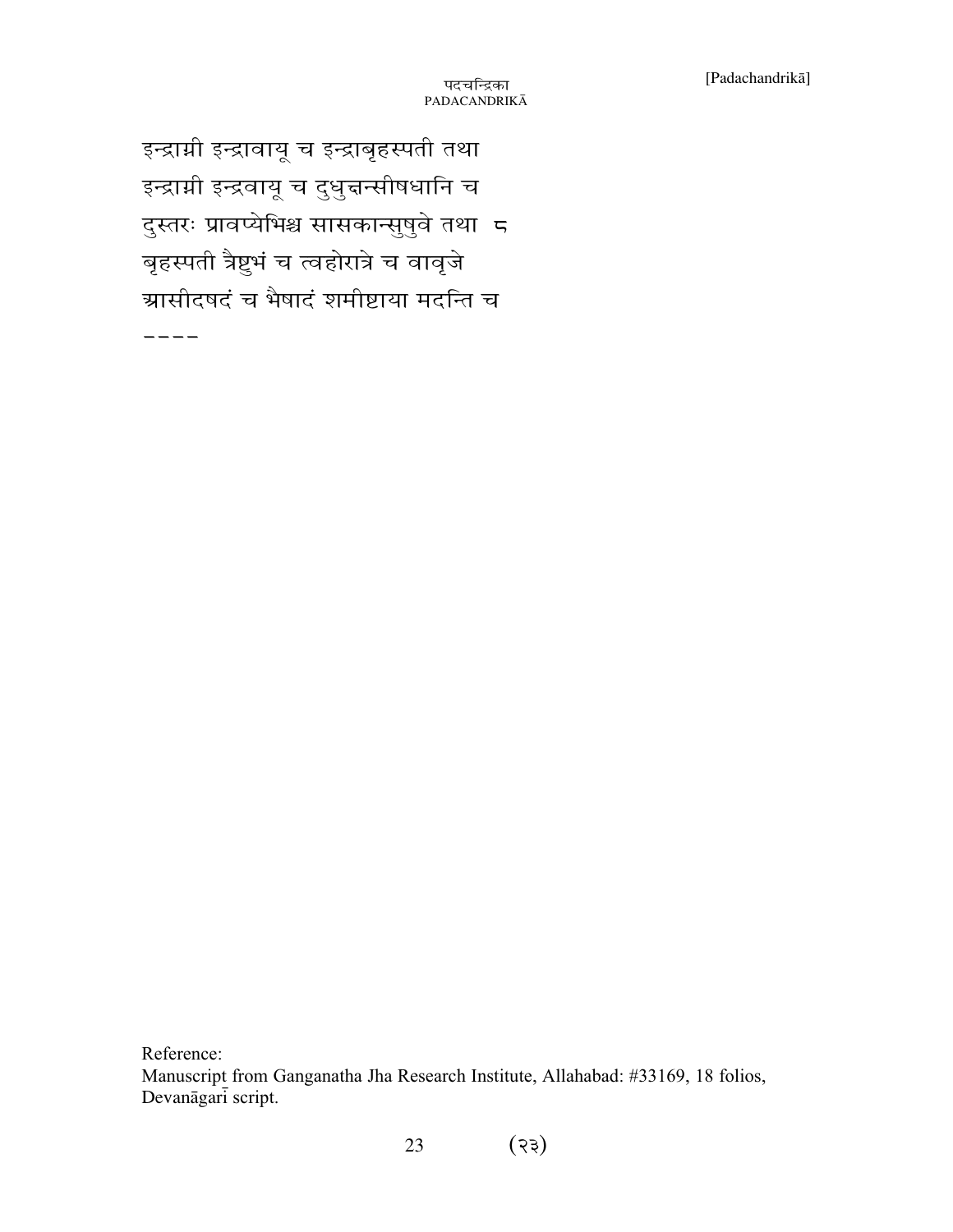इन्द्राग्नी इन्द्रावायू च इन्द्राबृहस्पती तथा
इन्द्राग्नी इन्द्रवायू च दुधुद्गन्सीषधानि च
दुस्तरः प्रावप्येभिश्च सासकान्सुषुवे तथा ८
बृहस्पती त्रैष्टुभं च त्वहोरात्रे च वावृजे
आसीदषदं च भैषादं शमीष्टाया मदन्ति च

----

Reference:
Manuscript from Ganganatha Jha Research Institute, Allahabad: #33169, 18 folios, Devanāgarī script.